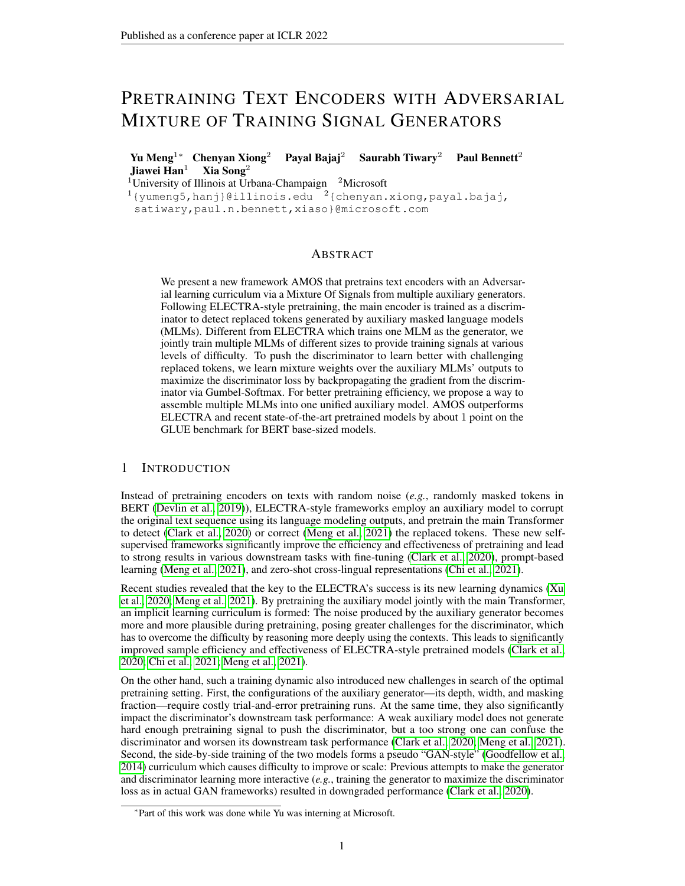# Pretraining Text Encoders with Adversarial Mixture of Training Signal Generators

**Yu Meng**[1*] **Chenyan Xiong**[2] **Payal Bajaj**[2] **Saurabh Tiwary**[2] **Paul Bennett**[2] **Jiawei Han**[1] **Xia Song**[2]

[1]University of Illinois at Urbana-Champaign [2]Microsoft

[1]{yumeng5,hanj}@illinois.edu [2]{chenyan.xiong,payal.bajaj, satiwary,paul.n.bennett,xiaso}@microsoft.com

## Abstract

We present a new framework AMOS that pretrains text encoders with an Adversarial learning curriculum via a Mixture Of Signals from multiple auxiliary generators. Following ELECTRA-style pretraining, the main encoder is trained as a discriminator to detect replaced tokens generated by auxiliary masked language models (MLMs). Different from ELECTRA which trains one MLM as the generator, we jointly train multiple MLMs of different sizes to provide training signals at various levels of difficulty. To push the discriminator to learn better with challenging replaced tokens, we learn mixture weights over the auxiliary MLMs' outputs to maximize the discriminator loss by backpropagating the gradient from the discriminator via Gumbel-Softmax. For better pretraining efficiency, we propose a way to assemble multiple MLMs into one unified auxiliary model. AMOS outperforms ELECTRA and recent state-of-the-art pretrained models by about 1 point on the GLUE benchmark for BERT base-sized models.

## 1 Introduction

Instead of pretraining encoders on texts with random noise (*e.g.*, randomly masked tokens in BERT (Devlin et al., 2019)), ELECTRA-style frameworks employ an auxiliary model to corrupt the original text sequence using its language modeling outputs, and pretrain the main Transformer to detect (Clark et al., 2020) or correct (Meng et al., 2021) the replaced tokens. These new self-supervised frameworks significantly improve the efficiency and effectiveness of pretraining and lead to strong results in various downstream tasks with fine-tuning (Clark et al., 2020), prompt-based learning (Meng et al., 2021), and zero-shot cross-lingual representations (Chi et al., 2021).

Recent studies revealed that the key to the ELECTRA's success is its new learning dynamics (Xu et al., 2020; Meng et al., 2021). By pretraining the auxiliary model jointly with the main Transformer, an implicit learning curriculum is formed: The noise produced by the auxiliary generator becomes more and more plausible during pretraining, posing greater challenges for the discriminator, which has to overcome the difficulty by reasoning more deeply using the contexts. This leads to significantly improved sample efficiency and effectiveness of ELECTRA-style pretrained models (Clark et al., 2020; Chi et al., 2021; Meng et al., 2021).

On the other hand, such a training dynamic also introduced new challenges in search of the optimal pretraining setting. First, the configurations of the auxiliary generator—its depth, width, and masking fraction—require costly trial-and-error pretraining runs. At the same time, they also significantly impact the discriminator's downstream task performance: A weak auxiliary model does not generate hard enough pretraining signal to push the discriminator, but a too strong one can confuse the discriminator and worsen its downstream task performance (Clark et al., 2020; Meng et al., 2021). Second, the side-by-side training of the two models forms a pseudo "GAN-style" (Goodfellow et al., 2014) curriculum which causes difficulty to improve or scale: Previous attempts to make the generator and discriminator learning more interactive (*e.g.*, training the generator to maximize the discriminator loss as in actual GAN frameworks) resulted in downgraded performance (Clark et al., 2020).

*Part of this work was done while Yu was interning at Microsoft.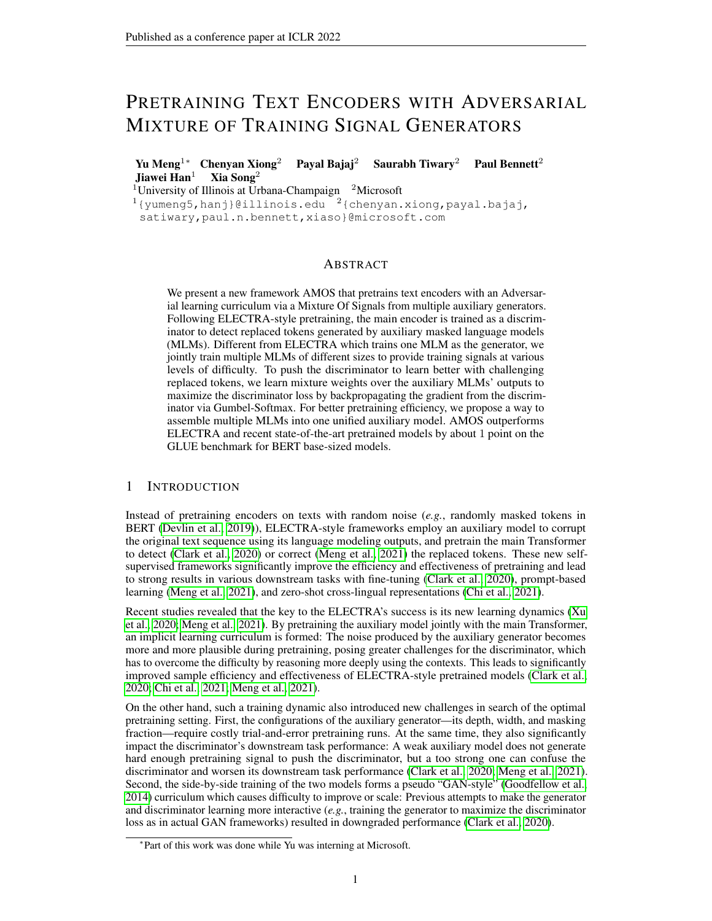# Pretraining Text Encoders with Adversarial Mixture of Training Signal Generators

**Yu Meng**[1]* **Chenyan Xiong**[2] **Payal Bajaj**[2] **Saurabh Tiwary**[2] **Paul Bennett**[2] **Jiawei Han**[1] **Xia Song**[2]

[1]University of Illinois at Urbana-Champaign [2]Microsoft

[1]{yumeng5,hanj}@illinois.edu [2]{chenyan.xiong,payal.bajaj, satiwary,paul.n.bennett,xiaso}@microsoft.com

## Abstract

We present a new framework AMOS that pretrains text encoders with an Adversarial learning curriculum via a Mixture Of Signals from multiple auxiliary generators. Following ELECTRA-style pretraining, the main encoder is trained as a discriminator to detect replaced tokens generated by auxiliary masked language models (MLMs). Different from ELECTRA which trains one MLM as the generator, we jointly train multiple MLMs of different sizes to provide training signals at various levels of difficulty. To push the discriminator to learn better with challenging replaced tokens, we learn mixture weights over the auxiliary MLMs' outputs to maximize the discriminator loss by backpropagating the gradient from the discriminator via Gumbel-Softmax. For better pretraining efficiency, we propose a way to assemble multiple MLMs into one unified auxiliary model. AMOS outperforms ELECTRA and recent state-of-the-art pretrained models by about 1 point on the GLUE benchmark for BERT base-sized models.

## 1 Introduction

Instead of pretraining encoders on texts with random noise (*e.g.*, randomly masked tokens in BERT (Devlin et al., 2019)), ELECTRA-style frameworks employ an auxiliary model to corrupt the original text sequence using its language modeling outputs, and pretrain the main Transformer to detect (Clark et al., 2020) or correct (Meng et al., 2021) the replaced tokens. These new self-supervised frameworks significantly improve the efficiency and effectiveness of pretraining and lead to strong results in various downstream tasks with fine-tuning (Clark et al., 2020), prompt-based learning (Meng et al., 2021), and zero-shot cross-lingual representations (Chi et al., 2021).

Recent studies revealed that the key to the ELECTRA's success is its new learning dynamics (Xu et al., 2020; Meng et al., 2021). By pretraining the auxiliary model jointly with the main Transformer, an implicit learning curriculum is formed: The noise produced by the auxiliary generator becomes more and more plausible during pretraining, posing greater challenges for the discriminator, which has to overcome the difficulty by reasoning more deeply using the contexts. This leads to significantly improved sample efficiency and effectiveness of ELECTRA-style pretrained models (Clark et al., 2020; Chi et al., 2021; Meng et al., 2021).

On the other hand, such a training dynamic also introduced new challenges in search of the optimal pretraining setting. First, the configurations of the auxiliary generator—its depth, width, and masking fraction—require costly trial-and-error pretraining runs. At the same time, they also significantly impact the discriminator's downstream task performance: A weak auxiliary model does not generate hard enough pretraining signal to push the discriminator, but a too strong one can confuse the discriminator and worsen its downstream task performance (Clark et al., 2020; Meng et al., 2021). Second, the side-by-side training of the two models forms a pseudo "GAN-style" (Goodfellow et al., 2014) curriculum which causes difficulty to improve or scale: Previous attempts to make the generator and discriminator learning more interactive (*e.g.*, training the generator to maximize the discriminator loss as in actual GAN frameworks) resulted in downgraded performance (Clark et al., 2020).

*Part of this work was done while Yu was interning at Microsoft.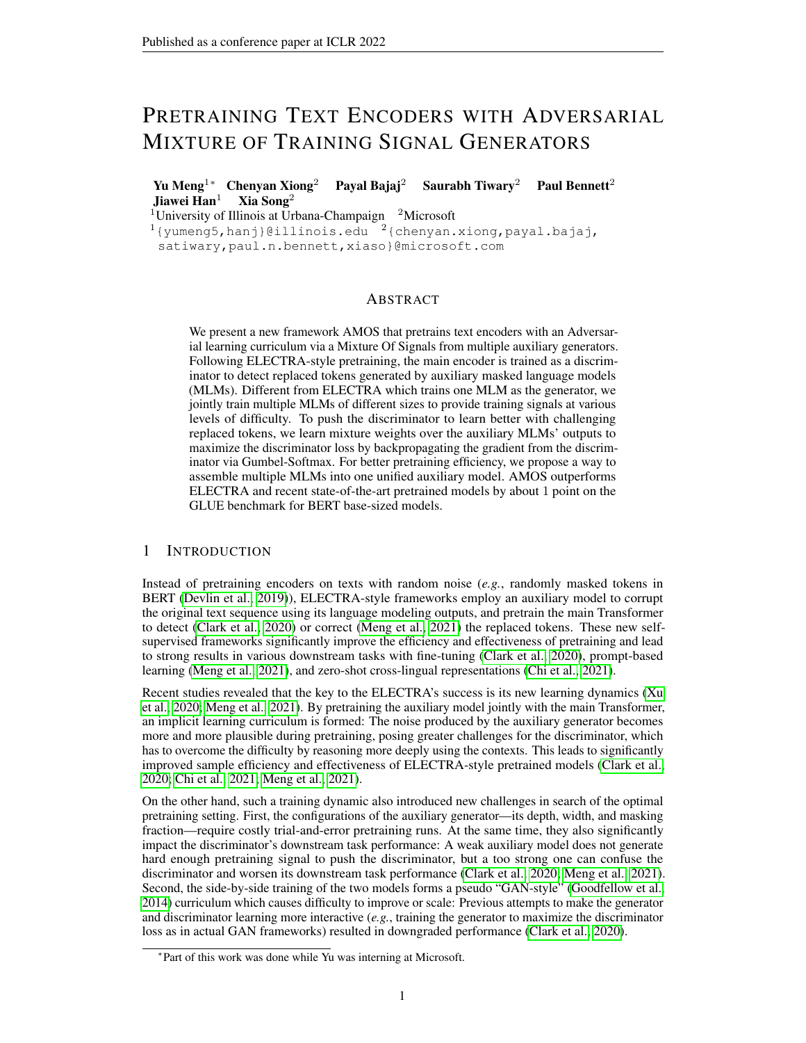# Pretraining Text Encoders with Adversarial Mixture of Training Signal Generators

**Yu Meng**[1*] **Chenyan Xiong**[2] **Payal Bajaj**[2] **Saurabh Tiwary**[2] **Paul Bennett**[2] **Jiawei Han**[1] **Xia Song**[2]

[1]University of Illinois at Urbana-Champaign [2]Microsoft

[1]{yumeng5,hanj}@illinois.edu [2]{chenyan.xiong,payal.bajaj, satiwary,paul.n.bennett,xiaso}@microsoft.com

## Abstract

We present a new framework AMOS that pretrains text encoders with an Adversarial learning curriculum via a Mixture Of Signals from multiple auxiliary generators. Following ELECTRA-style pretraining, the main encoder is trained as a discriminator to detect replaced tokens generated by auxiliary masked language models (MLMs). Different from ELECTRA which trains one MLM as the generator, we jointly train multiple MLMs of different sizes to provide training signals at various levels of difficulty. To push the discriminator to learn better with challenging replaced tokens, we learn mixture weights over the auxiliary MLMs' outputs to maximize the discriminator loss by backpropagating the gradient from the discriminator via Gumbel-Softmax. For better pretraining efficiency, we propose a way to assemble multiple MLMs into one unified auxiliary model. AMOS outperforms ELECTRA and recent state-of-the-art pretrained models by about 1 point on the GLUE benchmark for BERT base-sized models.

## 1 Introduction

Instead of pretraining encoders on texts with random noise (*e.g.*, randomly masked tokens in BERT (Devlin et al., 2019)), ELECTRA-style frameworks employ an auxiliary model to corrupt the original text sequence using its language modeling outputs, and pretrain the main Transformer to detect (Clark et al., 2020) or correct (Meng et al., 2021) the replaced tokens. These new self-supervised frameworks significantly improve the efficiency and effectiveness of pretraining and lead to strong results in various downstream tasks with fine-tuning (Clark et al., 2020), prompt-based learning (Meng et al., 2021), and zero-shot cross-lingual representations (Chi et al., 2021).

Recent studies revealed that the key to the ELECTRA's success is its new learning dynamics (Xu et al., 2020; Meng et al., 2021). By pretraining the auxiliary model jointly with the main Transformer, an implicit learning curriculum is formed: The noise produced by the auxiliary generator becomes more and more plausible during pretraining, posing greater challenges for the discriminator, which has to overcome the difficulty by reasoning more deeply using the contexts. This leads to significantly improved sample efficiency and effectiveness of ELECTRA-style pretrained models (Clark et al., 2020; Chi et al., 2021; Meng et al., 2021).

On the other hand, such a training dynamic also introduced new challenges in search of the optimal pretraining setting. First, the configurations of the auxiliary generator—its depth, width, and masking fraction—require costly trial-and-error pretraining runs. At the same time, they also significantly impact the discriminator's downstream task performance: A weak auxiliary model does not generate hard enough pretraining signal to push the discriminator, but a too strong one can confuse the discriminator and worsen its downstream task performance (Clark et al., 2020; Meng et al., 2021). Second, the side-by-side training of the two models forms a pseudo "GAN-style" (Goodfellow et al., 2014) curriculum which causes difficulty to improve or scale: Previous attempts to make the generator and discriminator learning more interactive (*e.g.*, training the generator to maximize the discriminator loss as in actual GAN frameworks) resulted in downgraded performance (Clark et al., 2020).

[*]Part of this work was done while Yu was interning at Microsoft.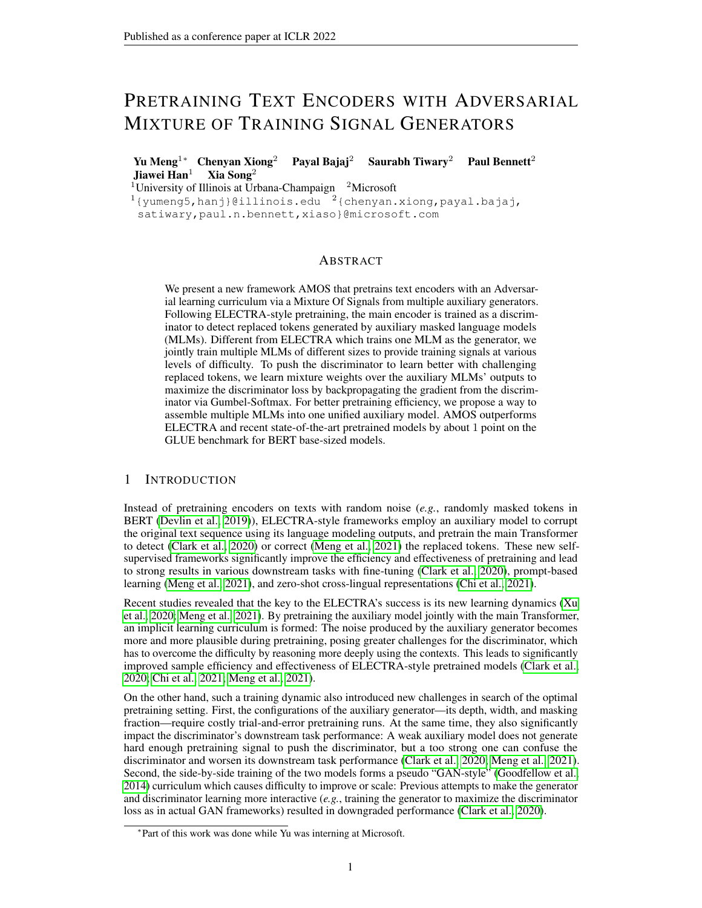# Pretraining Text Encoders with Adversarial Mixture of Training Signal Generators

**Yu Meng**[1*] **Chenyan Xiong**[2] **Payal Bajaj**[2] **Saurabh Tiwary**[2] **Paul Bennett**[2] **Jiawei Han**[1] **Xia Song**[2]

[1]University of Illinois at Urbana-Champaign [2]Microsoft

[1]{yumeng5,hanj}@illinois.edu [2]{chenyan.xiong,payal.bajaj, satiwary,paul.n.bennett,xiaso}@microsoft.com

## Abstract

We present a new framework AMOS that pretrains text encoders with an Adversarial learning curriculum via a Mixture Of Signals from multiple auxiliary generators. Following ELECTRA-style pretraining, the main encoder is trained as a discriminator to detect replaced tokens generated by auxiliary masked language models (MLMs). Different from ELECTRA which trains one MLM as the generator, we jointly train multiple MLMs of different sizes to provide training signals at various levels of difficulty. To push the discriminator to learn better with challenging replaced tokens, we learn mixture weights over the auxiliary MLMs' outputs to maximize the discriminator loss by backpropagating the gradient from the discriminator via Gumbel-Softmax. For better pretraining efficiency, we propose a way to assemble multiple MLMs into one unified auxiliary model. AMOS outperforms ELECTRA and recent state-of-the-art pretrained models by about 1 point on the GLUE benchmark for BERT base-sized models.

## 1 Introduction

Instead of pretraining encoders on texts with random noise (*e.g.*, randomly masked tokens in BERT (Devlin et al., 2019)), ELECTRA-style frameworks employ an auxiliary model to corrupt the original text sequence using its language modeling outputs, and pretrain the main Transformer to detect (Clark et al., 2020) or correct (Meng et al., 2021) the replaced tokens. These new self-supervised frameworks significantly improve the efficiency and effectiveness of pretraining and lead to strong results in various downstream tasks with fine-tuning (Clark et al., 2020), prompt-based learning (Meng et al., 2021), and zero-shot cross-lingual representations (Chi et al., 2021).

Recent studies revealed that the key to the ELECTRA's success is its new learning dynamics (Xu et al., 2020; Meng et al., 2021). By pretraining the auxiliary model jointly with the main Transformer, an implicit learning curriculum is formed: The noise produced by the auxiliary generator becomes more and more plausible during pretraining, posing greater challenges for the discriminator, which has to overcome the difficulty by reasoning more deeply using the contexts. This leads to significantly improved sample efficiency and effectiveness of ELECTRA-style pretrained models (Clark et al., 2020; Chi et al., 2021; Meng et al., 2021).

On the other hand, such a training dynamic also introduced new challenges in search of the optimal pretraining setting. First, the configurations of the auxiliary generator—its depth, width, and masking fraction—require costly trial-and-error pretraining runs. At the same time, they also significantly impact the discriminator's downstream task performance: A weak auxiliary model does not generate hard enough pretraining signal to push the discriminator, but a too strong one can confuse the discriminator and worsen its downstream task performance (Clark et al., 2020; Meng et al., 2021). Second, the side-by-side training of the two models forms a pseudo "GAN-style" (Goodfellow et al., 2014) curriculum which causes difficulty to improve or scale: Previous attempts to make the generator and discriminator learning more interactive (*e.g.*, training the generator to maximize the discriminator loss as in actual GAN frameworks) resulted in downgraded performance (Clark et al., 2020).

[*]Part of this work was done while Yu was interning at Microsoft.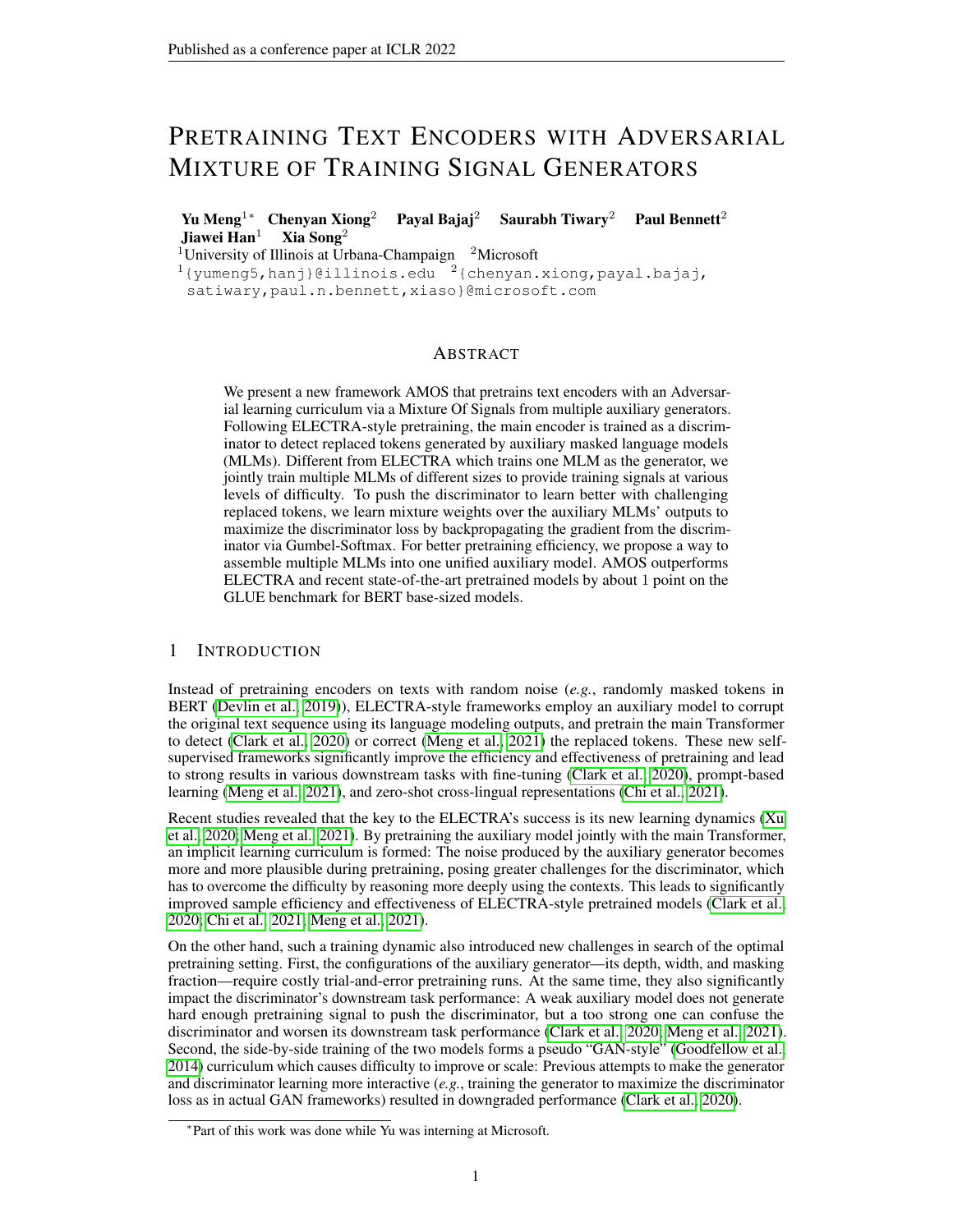# PRETRAINING TEXT ENCODERS WITH ADVERSARIAL MIXTURE OF TRAINING SIGNAL GENERATORS

**Yu Meng**[1]* **Chenyan Xiong**[2] **Payal Bajaj**[2] **Saurabh Tiwary**[2] **Paul Bennett**[2] **Jiawei Han**[1] **Xia Song**[2]

[1]University of Illinois at Urbana-Champaign [2]Microsoft

[1]{yumeng5,hanj}@illinois.edu [2]{chenyan.xiong,payal.bajaj, satiwary,paul.n.bennett,xiaso}@microsoft.com

## ABSTRACT

We present a new framework AMOS that pretrains text encoders with an Adversarial learning curriculum via a Mixture Of Signals from multiple auxiliary generators. Following ELECTRA-style pretraining, the main encoder is trained as a discriminator to detect replaced tokens generated by auxiliary masked language models (MLMs). Different from ELECTRA which trains one MLM as the generator, we jointly train multiple MLMs of different sizes to provide training signals at various levels of difficulty. To push the discriminator to learn better with challenging replaced tokens, we learn mixture weights over the auxiliary MLMs' outputs to maximize the discriminator loss by backpropagating the gradient from the discriminator via Gumbel-Softmax. For better pretraining efficiency, we propose a way to assemble multiple MLMs into one unified auxiliary model. AMOS outperforms ELECTRA and recent state-of-the-art pretrained models by about 1 point on the GLUE benchmark for BERT base-sized models.

## 1 INTRODUCTION

Instead of pretraining encoders on texts with random noise (*e.g.*, randomly masked tokens in BERT (Devlin et al., 2019)), ELECTRA-style frameworks employ an auxiliary model to corrupt the original text sequence using its language modeling outputs, and pretrain the main Transformer to detect (Clark et al., 2020) or correct (Meng et al., 2021) the replaced tokens. These new self-supervised frameworks significantly improve the efficiency and effectiveness of pretraining and lead to strong results in various downstream tasks with fine-tuning (Clark et al., 2020), prompt-based learning (Meng et al., 2021), and zero-shot cross-lingual representations (Chi et al., 2021).

Recent studies revealed that the key to the ELECTRA's success is its new learning dynamics (Xu et al., 2020; Meng et al., 2021). By pretraining the auxiliary model jointly with the main Transformer, an implicit learning curriculum is formed: The noise produced by the auxiliary generator becomes more and more plausible during pretraining, posing greater challenges for the discriminator, which has to overcome the difficulty by reasoning more deeply using the contexts. This leads to significantly improved sample efficiency and effectiveness of ELECTRA-style pretrained models (Clark et al., 2020; Chi et al., 2021; Meng et al., 2021).

On the other hand, such a training dynamic also introduced new challenges in search of the optimal pretraining setting. First, the configurations of the auxiliary generator—its depth, width, and masking fraction—require costly trial-and-error pretraining runs. At the same time, they also significantly impact the discriminator's downstream task performance: A weak auxiliary model does not generate hard enough pretraining signal to push the discriminator, but a too strong one can confuse the discriminator and worsen its downstream task performance (Clark et al., 2020; Meng et al., 2021). Second, the side-by-side training of the two models forms a pseudo "GAN-style" (Goodfellow et al., 2014) curriculum which causes difficulty to improve or scale: Previous attempts to make the generator and discriminator learning more interactive (*e.g.*, training the generator to maximize the discriminator loss as in actual GAN frameworks) resulted in downgraded performance (Clark et al., 2020).

*Part of this work was done while Yu was interning at Microsoft.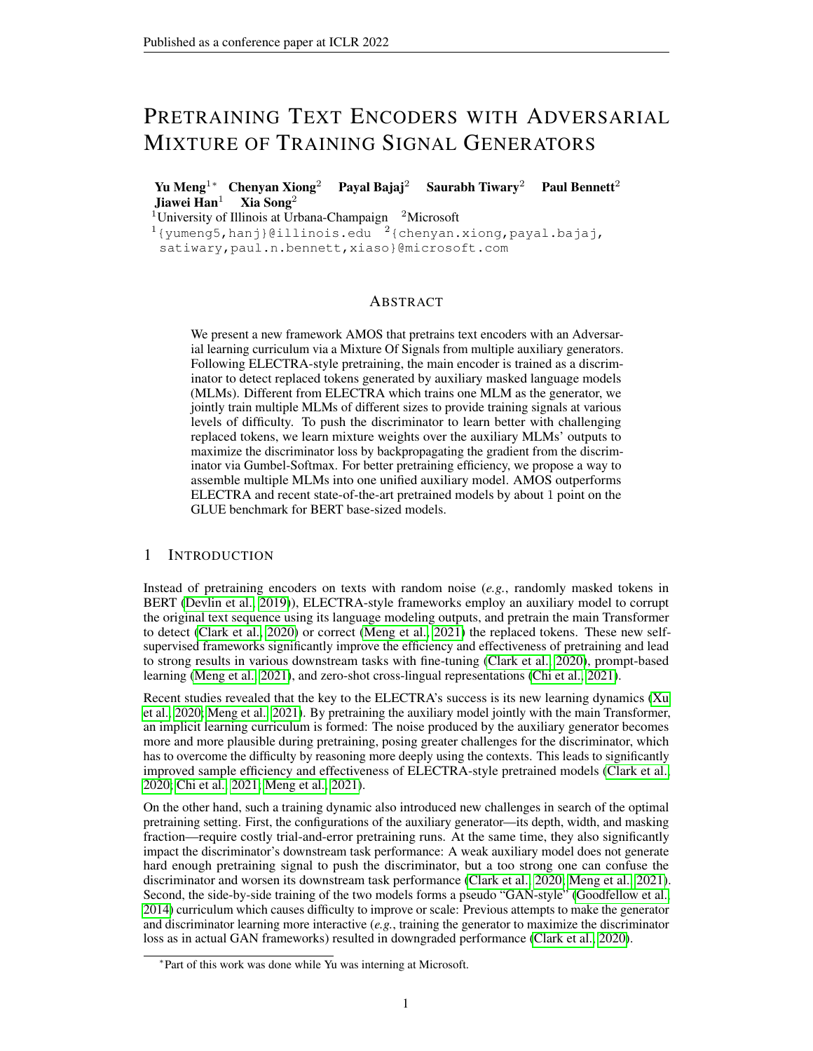# Pretraining Text Encoders with Adversarial Mixture of Training Signal Generators

**Yu Meng**[1*] **Chenyan Xiong**[2] **Payal Bajaj**[2] **Saurabh Tiwary**[2] **Paul Bennett**[2] **Jiawei Han**[1] **Xia Song**[2]

[1]University of Illinois at Urbana-Champaign [2]Microsoft

[1]{yumeng5,hanj}@illinois.edu [2]{chenyan.xiong,payal.bajaj, satiwary,paul.n.bennett,xiaso}@microsoft.com

## Abstract

We present a new framework AMOS that pretrains text encoders with an Adversarial learning curriculum via a Mixture Of Signals from multiple auxiliary generators. Following ELECTRA-style pretraining, the main encoder is trained as a discriminator to detect replaced tokens generated by auxiliary masked language models (MLMs). Different from ELECTRA which trains one MLM as the generator, we jointly train multiple MLMs of different sizes to provide training signals at various levels of difficulty. To push the discriminator to learn better with challenging replaced tokens, we learn mixture weights over the auxiliary MLMs' outputs to maximize the discriminator loss by backpropagating the gradient from the discriminator via Gumbel-Softmax. For better pretraining efficiency, we propose a way to assemble multiple MLMs into one unified auxiliary model. AMOS outperforms ELECTRA and recent state-of-the-art pretrained models by about 1 point on the GLUE benchmark for BERT base-sized models.

## 1 Introduction

Instead of pretraining encoders on texts with random noise (*e.g.*, randomly masked tokens in BERT (Devlin et al., 2019)), ELECTRA-style frameworks employ an auxiliary model to corrupt the original text sequence using its language modeling outputs, and pretrain the main Transformer to detect (Clark et al., 2020) or correct (Meng et al., 2021) the replaced tokens. These new self-supervised frameworks significantly improve the efficiency and effectiveness of pretraining and lead to strong results in various downstream tasks with fine-tuning (Clark et al., 2020), prompt-based learning (Meng et al., 2021), and zero-shot cross-lingual representations (Chi et al., 2021).

Recent studies revealed that the key to the ELECTRA's success is its new learning dynamics (Xu et al., 2020; Meng et al., 2021). By pretraining the auxiliary model jointly with the main Transformer, an implicit learning curriculum is formed: The noise produced by the auxiliary generator becomes more and more plausible during pretraining, posing greater challenges for the discriminator, which has to overcome the difficulty by reasoning more deeply using the contexts. This leads to significantly improved sample efficiency and effectiveness of ELECTRA-style pretrained models (Clark et al., 2020; Chi et al., 2021; Meng et al., 2021).

On the other hand, such a training dynamic also introduced new challenges in search of the optimal pretraining setting. First, the configurations of the auxiliary generator—its depth, width, and masking fraction—require costly trial-and-error pretraining runs. At the same time, they also significantly impact the discriminator's downstream task performance: A weak auxiliary model does not generate hard enough pretraining signal to push the discriminator, but a too strong one can confuse the discriminator and worsen its downstream task performance (Clark et al., 2020; Meng et al., 2021). Second, the side-by-side training of the two models forms a pseudo "GAN-style" (Goodfellow et al., 2014) curriculum which causes difficulty to improve or scale: Previous attempts to make the generator and discriminator learning more interactive (*e.g.*, training the generator to maximize the discriminator loss as in actual GAN frameworks) resulted in downgraded performance (Clark et al., 2020).

*Part of this work was done while Yu was interning at Microsoft.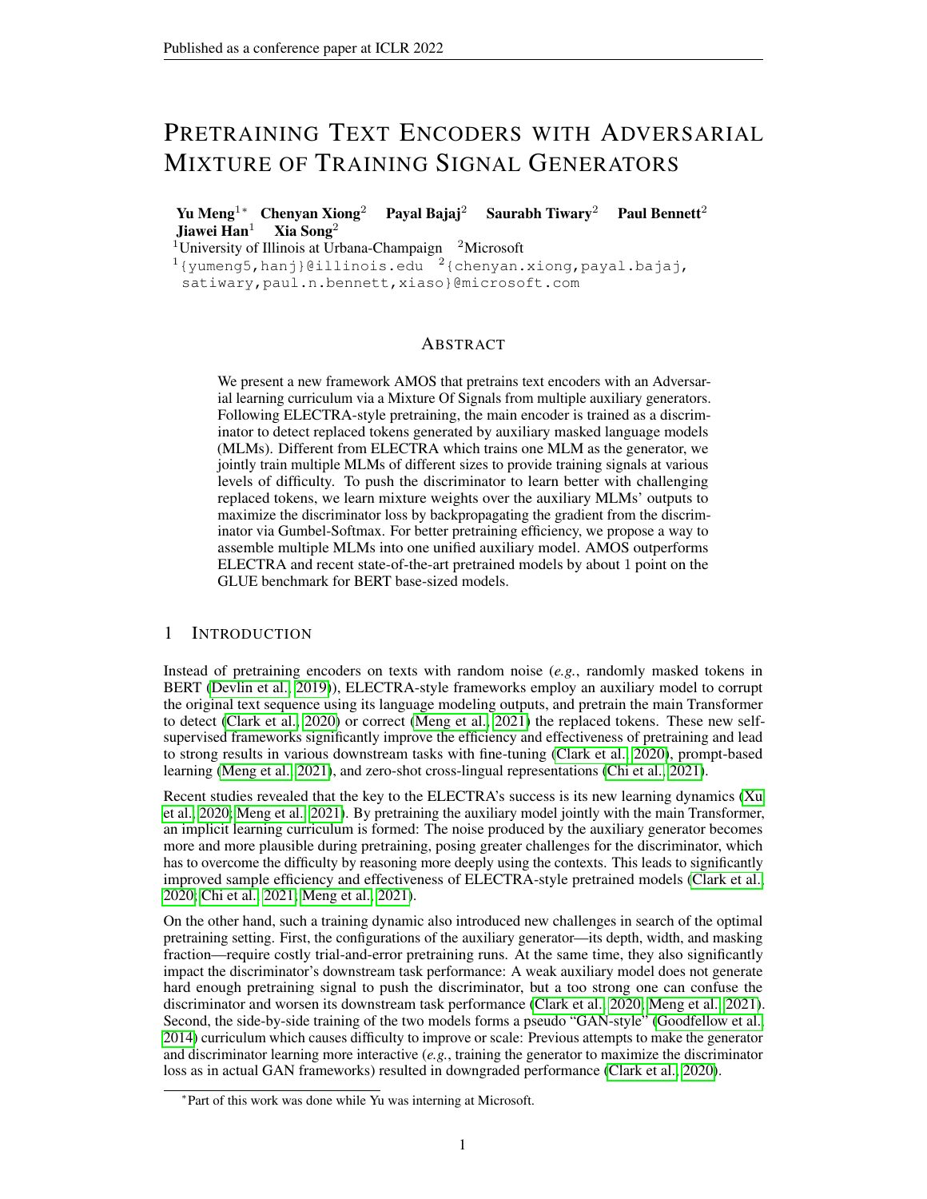# PRETRAINING TEXT ENCODERS WITH ADVERSARIAL MIXTURE OF TRAINING SIGNAL GENERATORS

**Yu Meng**[1]* **Chenyan Xiong**[2] **Payal Bajaj**[2] **Saurabh Tiwary**[2] **Paul Bennett**[2] **Jiawei Han**[1] **Xia Song**[2]

[1]University of Illinois at Urbana-Champaign [2]Microsoft

[1]{yumeng5,hanj}@illinois.edu [2]{chenyan.xiong,payal.bajaj,satiwary,paul.n.bennett,xiaso}@microsoft.com

## ABSTRACT

We present a new framework AMOS that pretrains text encoders with an Adversarial learning curriculum via a Mixture Of Signals from multiple auxiliary generators. Following ELECTRA-style pretraining, the main encoder is trained as a discriminator to detect replaced tokens generated by auxiliary masked language models (MLMs). Different from ELECTRA which trains one MLM as the generator, we jointly train multiple MLMs of different sizes to provide training signals at various levels of difficulty. To push the discriminator to learn better with challenging replaced tokens, we learn mixture weights over the auxiliary MLMs' outputs to maximize the discriminator loss by backpropagating the gradient from the discriminator via Gumbel-Softmax. For better pretraining efficiency, we propose a way to assemble multiple MLMs into one unified auxiliary model. AMOS outperforms ELECTRA and recent state-of-the-art pretrained models by about 1 point on the GLUE benchmark for BERT base-sized models.

## 1 INTRODUCTION

Instead of pretraining encoders on texts with random noise (*e.g.*, randomly masked tokens in BERT (Devlin et al., 2019)), ELECTRA-style frameworks employ an auxiliary model to corrupt the original text sequence using its language modeling outputs, and pretrain the main Transformer to detect (Clark et al., 2020) or correct (Meng et al., 2021) the replaced tokens. These new self-supervised frameworks significantly improve the efficiency and effectiveness of pretraining and lead to strong results in various downstream tasks with fine-tuning (Clark et al., 2020), prompt-based learning (Meng et al., 2021), and zero-shot cross-lingual representations (Chi et al., 2021).

Recent studies revealed that the key to the ELECTRA's success is its new learning dynamics (Xu et al., 2020; Meng et al., 2021). By pretraining the auxiliary model jointly with the main Transformer, an implicit learning curriculum is formed: The noise produced by the auxiliary generator becomes more and more plausible during pretraining, posing greater challenges for the discriminator, which has to overcome the difficulty by reasoning more deeply using the contexts. This leads to significantly improved sample efficiency and effectiveness of ELECTRA-style pretrained models (Clark et al., 2020; Chi et al., 2021; Meng et al., 2021).

On the other hand, such a training dynamic also introduced new challenges in search of the optimal pretraining setting. First, the configurations of the auxiliary generator—its depth, width, and masking fraction—require costly trial-and-error pretraining runs. At the same time, they also significantly impact the discriminator's downstream task performance: A weak auxiliary model does not generate hard enough pretraining signal to push the discriminator, but a too strong one can confuse the discriminator and worsen its downstream task performance (Clark et al., 2020; Meng et al., 2021). Second, the side-by-side training of the two models forms a pseudo "GAN-style" (Goodfellow et al., 2014) curriculum which causes difficulty to improve or scale: Previous attempts to make the generator and discriminator learning more interactive (*e.g.*, training the generator to maximize the discriminator loss as in actual GAN frameworks) resulted in downgraded performance (Clark et al., 2020).

*Part of this work was done while Yu was interning at Microsoft.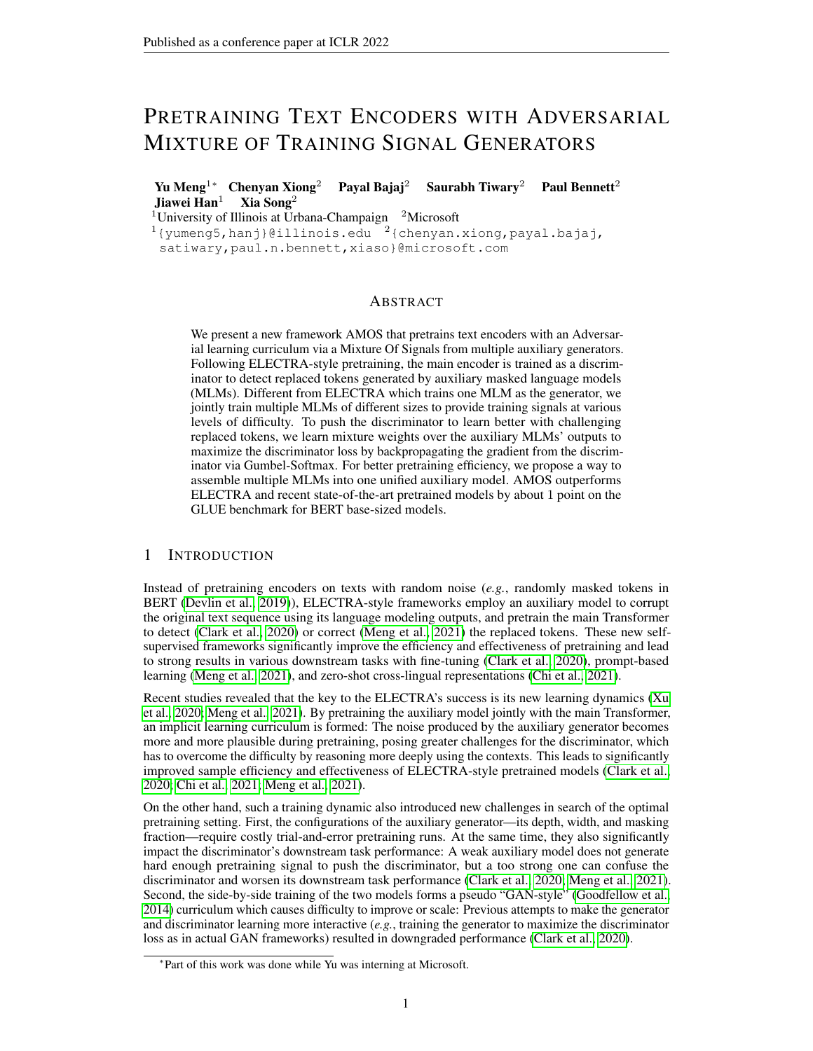# Pretraining Text Encoders with Adversarial Mixture of Training Signal Generators

**Yu Meng**[1*] **Chenyan Xiong**[2] **Payal Bajaj**[2] **Saurabh Tiwary**[2] **Paul Bennett**[2] **Jiawei Han**[1] **Xia Song**[2]

[1]University of Illinois at Urbana-Champaign [2]Microsoft

[1]{yumeng5,hanj}@illinois.edu [2]{chenyan.xiong,payal.bajaj, satiwary,paul.n.bennett,xiaso}@microsoft.com

## Abstract

We present a new framework AMOS that pretrains text encoders with an Adversarial learning curriculum via a Mixture Of Signals from multiple auxiliary generators. Following ELECTRA-style pretraining, the main encoder is trained as a discriminator to detect replaced tokens generated by auxiliary masked language models (MLMs). Different from ELECTRA which trains one MLM as the generator, we jointly train multiple MLMs of different sizes to provide training signals at various levels of difficulty. To push the discriminator to learn better with challenging replaced tokens, we learn mixture weights over the auxiliary MLMs' outputs to maximize the discriminator loss by backpropagating the gradient from the discriminator via Gumbel-Softmax. For better pretraining efficiency, we propose a way to assemble multiple MLMs into one unified auxiliary model. AMOS outperforms ELECTRA and recent state-of-the-art pretrained models by about 1 point on the GLUE benchmark for BERT base-sized models.

## 1 Introduction

Instead of pretraining encoders on texts with random noise (*e.g.*, randomly masked tokens in BERT (Devlin et al., 2019)), ELECTRA-style frameworks employ an auxiliary model to corrupt the original text sequence using its language modeling outputs, and pretrain the main Transformer to detect (Clark et al., 2020) or correct (Meng et al., 2021) the replaced tokens. These new self-supervised frameworks significantly improve the efficiency and effectiveness of pretraining and lead to strong results in various downstream tasks with fine-tuning (Clark et al., 2020), prompt-based learning (Meng et al., 2021), and zero-shot cross-lingual representations (Chi et al., 2021).

Recent studies revealed that the key to the ELECTRA's success is its new learning dynamics (Xu et al., 2020; Meng et al., 2021). By pretraining the auxiliary model jointly with the main Transformer, an implicit learning curriculum is formed: The noise produced by the auxiliary generator becomes more and more plausible during pretraining, posing greater challenges for the discriminator, which has to overcome the difficulty by reasoning more deeply using the contexts. This leads to significantly improved sample efficiency and effectiveness of ELECTRA-style pretrained models (Clark et al., 2020; Chi et al., 2021; Meng et al., 2021).

On the other hand, such a training dynamic also introduced new challenges in search of the optimal pretraining setting. First, the configurations of the auxiliary generator—its depth, width, and masking fraction—require costly trial-and-error pretraining runs. At the same time, they also significantly impact the discriminator's downstream task performance: A weak auxiliary model does not generate hard enough pretraining signal to push the discriminator, but a too strong one can confuse the discriminator and worsen its downstream task performance (Clark et al., 2020; Meng et al., 2021). Second, the side-by-side training of the two models forms a pseudo "GAN-style" (Goodfellow et al., 2014) curriculum which causes difficulty to improve or scale: Previous attempts to make the generator and discriminator learning more interactive (*e.g.*, training the generator to maximize the discriminator loss as in actual GAN frameworks) resulted in downgraded performance (Clark et al., 2020).

[*]Part of this work was done while Yu was interning at Microsoft.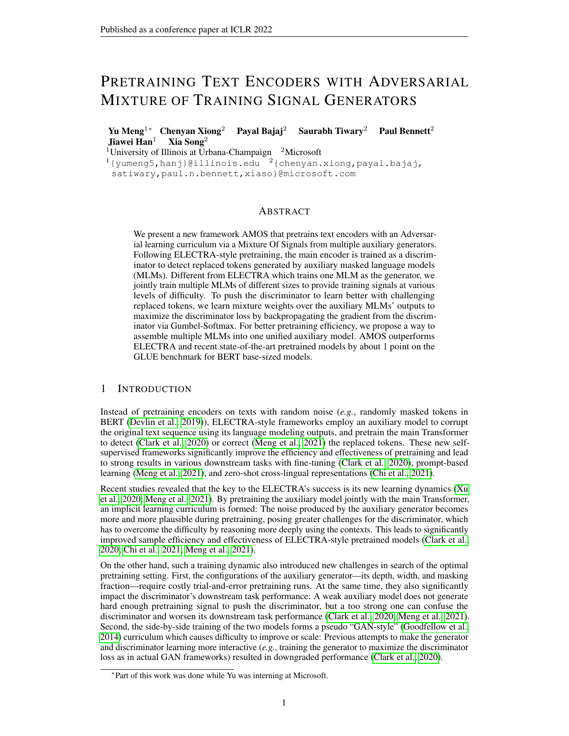# Pretraining Text Encoders with Adversarial Mixture of Training Signal Generators

**Yu Meng**[1*] **Chenyan Xiong**[2] **Payal Bajaj**[2] **Saurabh Tiwary**[2] **Paul Bennett**[2] **Jiawei Han**[1] **Xia Song**[2]

[1]University of Illinois at Urbana-Champaign [2]Microsoft

[1]{yumeng5,hanj}@illinois.edu [2]{chenyan.xiong,payal.bajaj, satiwary,paul.n.bennett,xiaso}@microsoft.com

## Abstract

We present a new framework AMOS that pretrains text encoders with an Adversarial learning curriculum via a Mixture Of Signals from multiple auxiliary generators. Following ELECTRA-style pretraining, the main encoder is trained as a discriminator to detect replaced tokens generated by auxiliary masked language models (MLMs). Different from ELECTRA which trains one MLM as the generator, we jointly train multiple MLMs of different sizes to provide training signals at various levels of difficulty. To push the discriminator to learn better with challenging replaced tokens, we learn mixture weights over the auxiliary MLMs' outputs to maximize the discriminator loss by backpropagating the gradient from the discriminator via Gumbel-Softmax. For better pretraining efficiency, we propose a way to assemble multiple MLMs into one unified auxiliary model. AMOS outperforms ELECTRA and recent state-of-the-art pretrained models by about 1 point on the GLUE benchmark for BERT base-sized models.

## 1 Introduction

Instead of pretraining encoders on texts with random noise (*e.g.*, randomly masked tokens in BERT (Devlin et al., 2019)), ELECTRA-style frameworks employ an auxiliary model to corrupt the original text sequence using its language modeling outputs, and pretrain the main Transformer to detect (Clark et al., 2020) or correct (Meng et al., 2021) the replaced tokens. These new self-supervised frameworks significantly improve the efficiency and effectiveness of pretraining and lead to strong results in various downstream tasks with fine-tuning (Clark et al., 2020), prompt-based learning (Meng et al., 2021), and zero-shot cross-lingual representations (Chi et al., 2021).

Recent studies revealed that the key to the ELECTRA's success is its new learning dynamics (Xu et al., 2020; Meng et al., 2021). By pretraining the auxiliary model jointly with the main Transformer, an implicit learning curriculum is formed: The noise produced by the auxiliary generator becomes more and more plausible during pretraining, posing greater challenges for the discriminator, which has to overcome the difficulty by reasoning more deeply using the contexts. This leads to significantly improved sample efficiency and effectiveness of ELECTRA-style pretrained models (Clark et al., 2020; Chi et al., 2021; Meng et al., 2021).

On the other hand, such a training dynamic also introduced new challenges in search of the optimal pretraining setting. First, the configurations of the auxiliary generator—its depth, width, and masking fraction—require costly trial-and-error pretraining runs. At the same time, they also significantly impact the discriminator's downstream task performance: A weak auxiliary model does not generate hard enough pretraining signal to push the discriminator, but a too strong one can confuse the discriminator and worsen its downstream task performance (Clark et al., 2020; Meng et al., 2021). Second, the side-by-side training of the two models forms a pseudo "GAN-style" (Goodfellow et al., 2014) curriculum which causes difficulty to improve or scale: Previous attempts to make the generator and discriminator learning more interactive (*e.g.*, training the generator to maximize the discriminator loss as in actual GAN frameworks) resulted in downgraded performance (Clark et al., 2020).

[*]Part of this work was done while Yu was interning at Microsoft.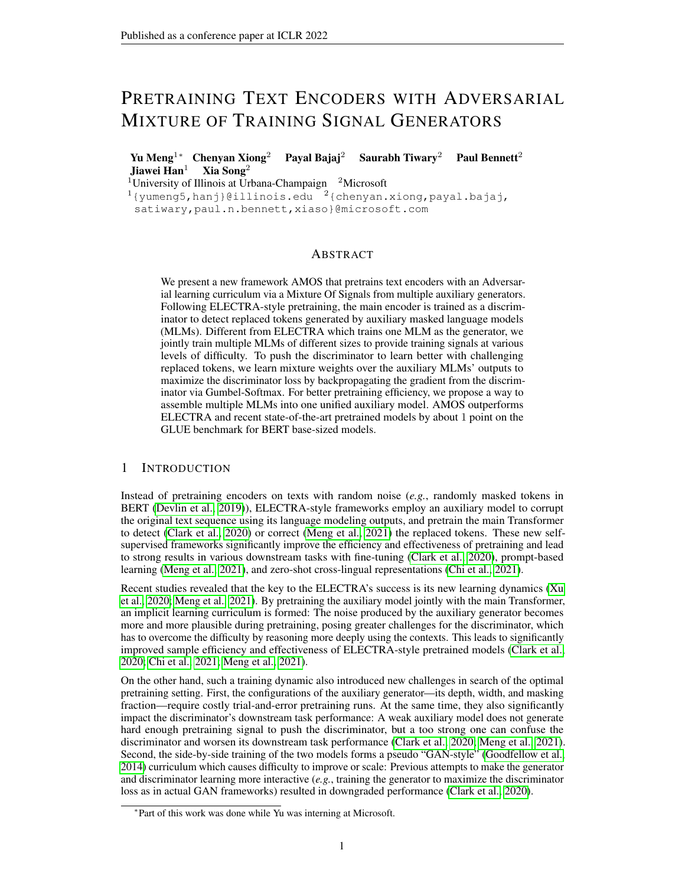# Pretraining Text Encoders with Adversarial Mixture of Training Signal Generators

**Yu Meng**[1*] **Chenyan Xiong**[2] **Payal Bajaj**[2] **Saurabh Tiwary**[2] **Paul Bennett**[2] **Jiawei Han**[1] **Xia Song**[2]

[1]University of Illinois at Urbana-Champaign [2]Microsoft

[1]{yumeng5,hanj}@illinois.edu [2]{chenyan.xiong,payal.bajaj, satiwary,paul.n.bennett,xiaso}@microsoft.com

## Abstract

We present a new framework AMOS that pretrains text encoders with an Adversarial learning curriculum via a Mixture Of Signals from multiple auxiliary generators. Following ELECTRA-style pretraining, the main encoder is trained as a discriminator to detect replaced tokens generated by auxiliary masked language models (MLMs). Different from ELECTRA which trains one MLM as the generator, we jointly train multiple MLMs of different sizes to provide training signals at various levels of difficulty. To push the discriminator to learn better with challenging replaced tokens, we learn mixture weights over the auxiliary MLMs' outputs to maximize the discriminator loss by backpropagating the gradient from the discriminator via Gumbel-Softmax. For better pretraining efficiency, we propose a way to assemble multiple MLMs into one unified auxiliary model. AMOS outperforms ELECTRA and recent state-of-the-art pretrained models by about 1 point on the GLUE benchmark for BERT base-sized models.

## 1 Introduction

Instead of pretraining encoders on texts with random noise (*e.g.*, randomly masked tokens in BERT (Devlin et al., 2019)), ELECTRA-style frameworks employ an auxiliary model to corrupt the original text sequence using its language modeling outputs, and pretrain the main Transformer to detect (Clark et al., 2020) or correct (Meng et al., 2021) the replaced tokens. These new self-supervised frameworks significantly improve the efficiency and effectiveness of pretraining and lead to strong results in various downstream tasks with fine-tuning (Clark et al., 2020), prompt-based learning (Meng et al., 2021), and zero-shot cross-lingual representations (Chi et al., 2021).

Recent studies revealed that the key to the ELECTRA's success is its new learning dynamics (Xu et al., 2020; Meng et al., 2021). By pretraining the auxiliary model jointly with the main Transformer, an implicit learning curriculum is formed: The noise produced by the auxiliary generator becomes more and more plausible during pretraining, posing greater challenges for the discriminator, which has to overcome the difficulty by reasoning more deeply using the contexts. This leads to significantly improved sample efficiency and effectiveness of ELECTRA-style pretrained models (Clark et al., 2020; Chi et al., 2021; Meng et al., 2021).

On the other hand, such a training dynamic also introduced new challenges in search of the optimal pretraining setting. First, the configurations of the auxiliary generator—its depth, width, and masking fraction—require costly trial-and-error pretraining runs. At the same time, they also significantly impact the discriminator's downstream task performance: A weak auxiliary model does not generate hard enough pretraining signal to push the discriminator, but a too strong one can confuse the discriminator and worsen its downstream task performance (Clark et al., 2020; Meng et al., 2021). Second, the side-by-side training of the two models forms a pseudo "GAN-style" (Goodfellow et al., 2014) curriculum which causes difficulty to improve or scale: Previous attempts to make the generator and discriminator learning more interactive (*e.g.*, training the generator to maximize the discriminator loss as in actual GAN frameworks) resulted in downgraded performance (Clark et al., 2020).

[*]Part of this work was done while Yu was interning at Microsoft.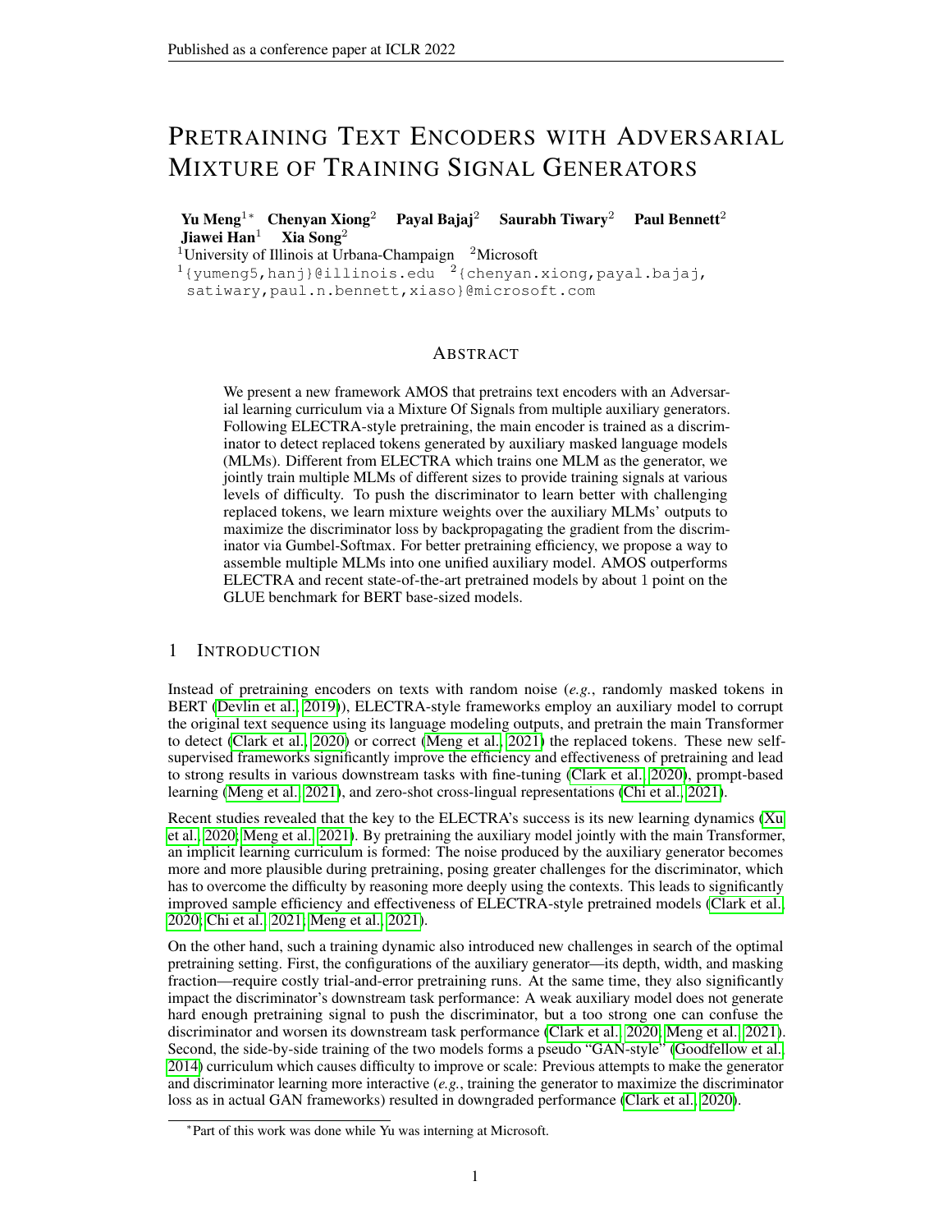# Pretraining Text Encoders with Adversarial Mixture of Training Signal Generators

**Yu Meng**[1]* **Chenyan Xiong**[2] **Payal Bajaj**[2] **Saurabh Tiwary**[2] **Paul Bennett**[2] **Jiawei Han**[1] **Xia Song**[2]

[1]University of Illinois at Urbana-Champaign [2]Microsoft

[1]{yumeng5,hanj}@illinois.edu [2]{chenyan.xiong,payal.bajaj,satiwary,paul.n.bennett,xiaso}@microsoft.com

## Abstract

We present a new framework AMOS that pretrains text encoders with an Adversarial learning curriculum via a Mixture Of Signals from multiple auxiliary generators. Following ELECTRA-style pretraining, the main encoder is trained as a discriminator to detect replaced tokens generated by auxiliary masked language models (MLMs). Different from ELECTRA which trains one MLM as the generator, we jointly train multiple MLMs of different sizes to provide training signals at various levels of difficulty. To push the discriminator to learn better with challenging replaced tokens, we learn mixture weights over the auxiliary MLMs' outputs to maximize the discriminator loss by backpropagating the gradient from the discriminator via Gumbel-Softmax. For better pretraining efficiency, we propose a way to assemble multiple MLMs into one unified auxiliary model. AMOS outperforms ELECTRA and recent state-of-the-art pretrained models by about 1 point on the GLUE benchmark for BERT base-sized models.

## 1 Introduction

Instead of pretraining encoders on texts with random noise (*e.g.*, randomly masked tokens in BERT (Devlin et al., 2019)), ELECTRA-style frameworks employ an auxiliary model to corrupt the original text sequence using its language modeling outputs, and pretrain the main Transformer to detect (Clark et al., 2020) or correct (Meng et al., 2021) the replaced tokens. These new self-supervised frameworks significantly improve the efficiency and effectiveness of pretraining and lead to strong results in various downstream tasks with fine-tuning (Clark et al., 2020), prompt-based learning (Meng et al., 2021), and zero-shot cross-lingual representations (Chi et al., 2021).

Recent studies revealed that the key to the ELECTRA's success is its new learning dynamics (Xu et al., 2020; Meng et al., 2021). By pretraining the auxiliary model jointly with the main Transformer, an implicit learning curriculum is formed: The noise produced by the auxiliary generator becomes more and more plausible during pretraining, posing greater challenges for the discriminator, which has to overcome the difficulty by reasoning more deeply using the contexts. This leads to significantly improved sample efficiency and effectiveness of ELECTRA-style pretrained models (Clark et al., 2020; Chi et al., 2021; Meng et al., 2021).

On the other hand, such a training dynamic also introduced new challenges in search of the optimal pretraining setting. First, the configurations of the auxiliary generator—its depth, width, and masking fraction—require costly trial-and-error pretraining runs. At the same time, they also significantly impact the discriminator's downstream task performance: A weak auxiliary model does not generate hard enough pretraining signal to push the discriminator, but a too strong one can confuse the discriminator and worsen its downstream task performance (Clark et al., 2020; Meng et al., 2021). Second, the side-by-side training of the two models forms a pseudo "GAN-style" (Goodfellow et al., 2014) curriculum which causes difficulty to improve or scale: Previous attempts to make the generator and discriminator learning more interactive (*e.g.*, training the generator to maximize the discriminator loss as in actual GAN frameworks) resulted in downgraded performance (Clark et al., 2020).

*Part of this work was done while Yu was interning at Microsoft.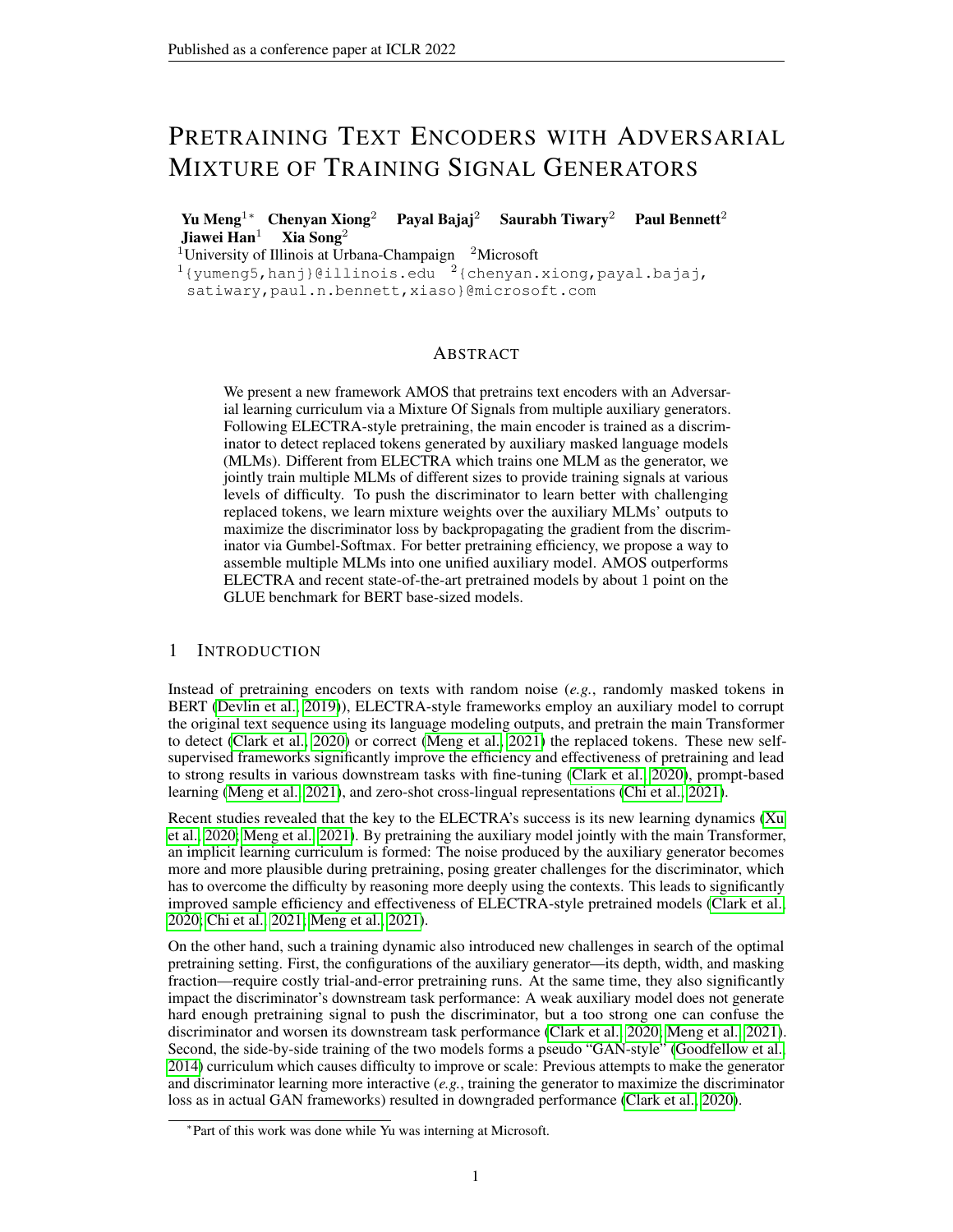# Pretraining Text Encoders with Adversarial Mixture of Training Signal Generators

**Yu Meng**[1]* **Chenyan Xiong**[2] **Payal Bajaj**[2] **Saurabh Tiwary**[2] **Paul Bennett**[2] **Jiawei Han**[1] **Xia Song**[2]

[1]University of Illinois at Urbana-Champaign [2]Microsoft

[1]{yumeng5,hanj}@illinois.edu [2]{chenyan.xiong,payal.bajaj, satiwary,paul.n.bennett,xiaso}@microsoft.com

## Abstract

We present a new framework AMOS that pretrains text encoders with an Adversarial learning curriculum via a Mixture Of Signals from multiple auxiliary generators. Following ELECTRA-style pretraining, the main encoder is trained as a discriminator to detect replaced tokens generated by auxiliary masked language models (MLMs). Different from ELECTRA which trains one MLM as the generator, we jointly train multiple MLMs of different sizes to provide training signals at various levels of difficulty. To push the discriminator to learn better with challenging replaced tokens, we learn mixture weights over the auxiliary MLMs' outputs to maximize the discriminator loss by backpropagating the gradient from the discriminator via Gumbel-Softmax. For better pretraining efficiency, we propose a way to assemble multiple MLMs into one unified auxiliary model. AMOS outperforms ELECTRA and recent state-of-the-art pretrained models by about 1 point on the GLUE benchmark for BERT base-sized models.

## 1 Introduction

Instead of pretraining encoders on texts with random noise (*e.g.*, randomly masked tokens in BERT (Devlin et al., 2019)), ELECTRA-style frameworks employ an auxiliary model to corrupt the original text sequence using its language modeling outputs, and pretrain the main Transformer to detect (Clark et al., 2020) or correct (Meng et al., 2021) the replaced tokens. These new self-supervised frameworks significantly improve the efficiency and effectiveness of pretraining and lead to strong results in various downstream tasks with fine-tuning (Clark et al., 2020), prompt-based learning (Meng et al., 2021), and zero-shot cross-lingual representations (Chi et al., 2021).

Recent studies revealed that the key to the ELECTRA's success is its new learning dynamics (Xu et al., 2020; Meng et al., 2021). By pretraining the auxiliary model jointly with the main Transformer, an implicit learning curriculum is formed: The noise produced by the auxiliary generator becomes more and more plausible during pretraining, posing greater challenges for the discriminator, which has to overcome the difficulty by reasoning more deeply using the contexts. This leads to significantly improved sample efficiency and effectiveness of ELECTRA-style pretrained models (Clark et al., 2020; Chi et al., 2021; Meng et al., 2021).

On the other hand, such a training dynamic also introduced new challenges in search of the optimal pretraining setting. First, the configurations of the auxiliary generator—its depth, width, and masking fraction—require costly trial-and-error pretraining runs. At the same time, they also significantly impact the discriminator's downstream task performance: A weak auxiliary model does not generate hard enough pretraining signal to push the discriminator, but a too strong one can confuse the discriminator and worsen its downstream task performance (Clark et al., 2020; Meng et al., 2021). Second, the side-by-side training of the two models forms a pseudo "GAN-style" (Goodfellow et al., 2014) curriculum which causes difficulty to improve or scale: Previous attempts to make the generator and discriminator learning more interactive (*e.g.*, training the generator to maximize the discriminator loss as in actual GAN frameworks) resulted in downgraded performance (Clark et al., 2020).

*Part of this work was done while Yu was interning at Microsoft.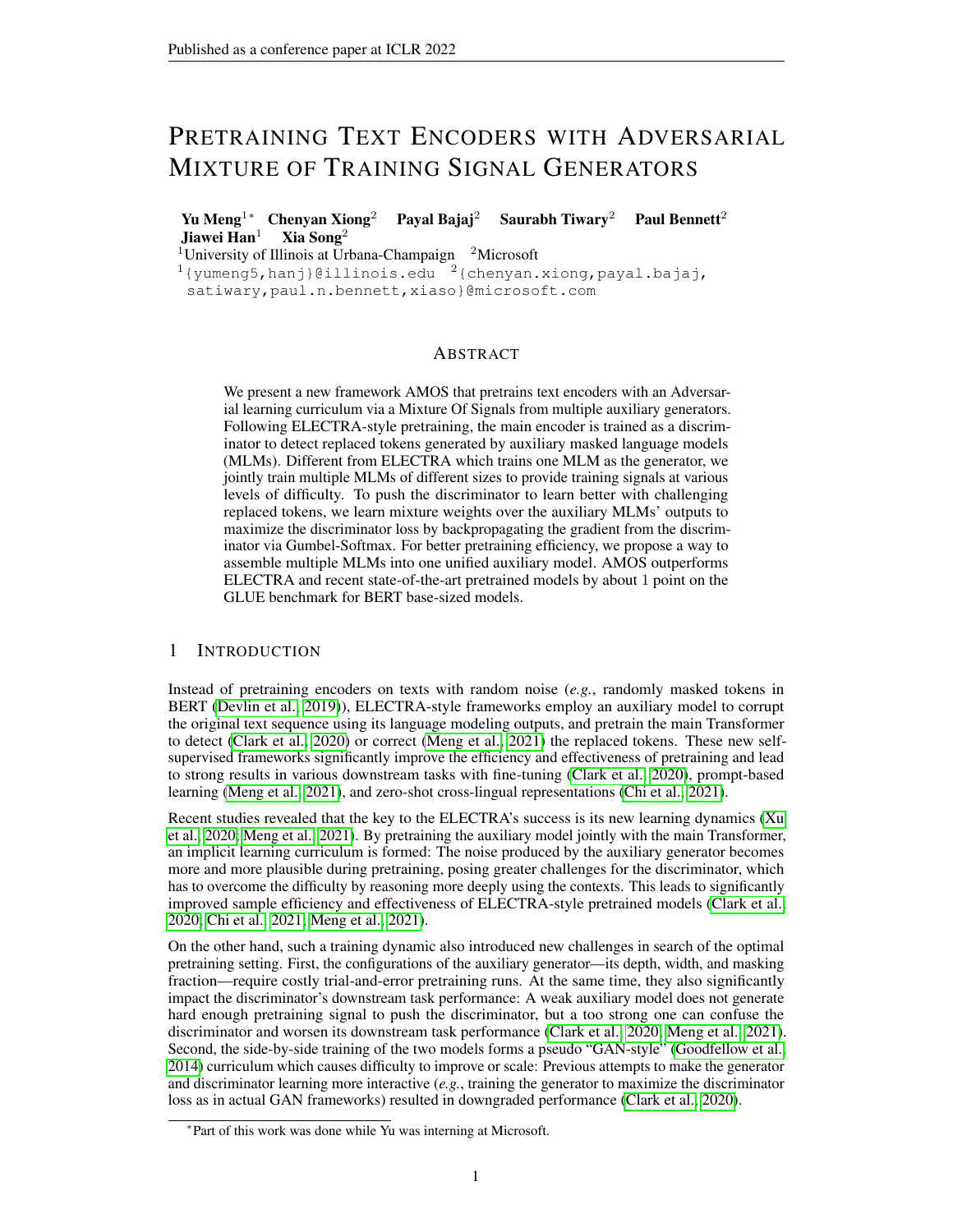# PRETRAINING TEXT ENCODERS WITH ADVERSARIAL MIXTURE OF TRAINING SIGNAL GENERATORS

**Yu Meng**[1*] **Chenyan Xiong**[2] **Payal Bajaj**[2] **Saurabh Tiwary**[2] **Paul Bennett**[2] **Jiawei Han**[1] **Xia Song**[2]

[1]University of Illinois at Urbana-Champaign [2]Microsoft

[1]{yumeng5,hanj}@illinois.edu [2]{chenyan.xiong,payal.bajaj, satiwary,paul.n.bennett,xiaso}@microsoft.com

## ABSTRACT

We present a new framework AMOS that pretrains text encoders with an Adversarial learning curriculum via a Mixture Of Signals from multiple auxiliary generators. Following ELECTRA-style pretraining, the main encoder is trained as a discriminator to detect replaced tokens generated by auxiliary masked language models (MLMs). Different from ELECTRA which trains one MLM as the generator, we jointly train multiple MLMs of different sizes to provide training signals at various levels of difficulty. To push the discriminator to learn better with challenging replaced tokens, we learn mixture weights over the auxiliary MLMs' outputs to maximize the discriminator loss by backpropagating the gradient from the discriminator via Gumbel-Softmax. For better pretraining efficiency, we propose a way to assemble multiple MLMs into one unified auxiliary model. AMOS outperforms ELECTRA and recent state-of-the-art pretrained models by about 1 point on the GLUE benchmark for BERT base-sized models.

## 1 INTRODUCTION

Instead of pretraining encoders on texts with random noise (*e.g.*, randomly masked tokens in BERT (Devlin et al., 2019)), ELECTRA-style frameworks employ an auxiliary model to corrupt the original text sequence using its language modeling outputs, and pretrain the main Transformer to detect (Clark et al., 2020) or correct (Meng et al., 2021) the replaced tokens. These new self-supervised frameworks significantly improve the efficiency and effectiveness of pretraining and lead to strong results in various downstream tasks with fine-tuning (Clark et al., 2020), prompt-based learning (Meng et al., 2021), and zero-shot cross-lingual representations (Chi et al., 2021).

Recent studies revealed that the key to the ELECTRA's success is its new learning dynamics (Xu et al., 2020; Meng et al., 2021). By pretraining the auxiliary model jointly with the main Transformer, an implicit learning curriculum is formed: The noise produced by the auxiliary generator becomes more and more plausible during pretraining, posing greater challenges for the discriminator, which has to overcome the difficulty by reasoning more deeply using the contexts. This leads to significantly improved sample efficiency and effectiveness of ELECTRA-style pretrained models (Clark et al., 2020; Chi et al., 2021; Meng et al., 2021).

On the other hand, such a training dynamic also introduced new challenges in search of the optimal pretraining setting. First, the configurations of the auxiliary generator—its depth, width, and masking fraction—require costly trial-and-error pretraining runs. At the same time, they also significantly impact the discriminator's downstream task performance: A weak auxiliary model does not generate hard enough pretraining signal to push the discriminator, but a too strong one can confuse the discriminator and worsen its downstream task performance (Clark et al., 2020; Meng et al., 2021). Second, the side-by-side training of the two models forms a pseudo "GAN-style" (Goodfellow et al., 2014) curriculum which causes difficulty to improve or scale: Previous attempts to make the generator and discriminator learning more interactive (*e.g.*, training the generator to maximize the discriminator loss as in actual GAN frameworks) resulted in downgraded performance (Clark et al., 2020).

*Part of this work was done while Yu was interning at Microsoft.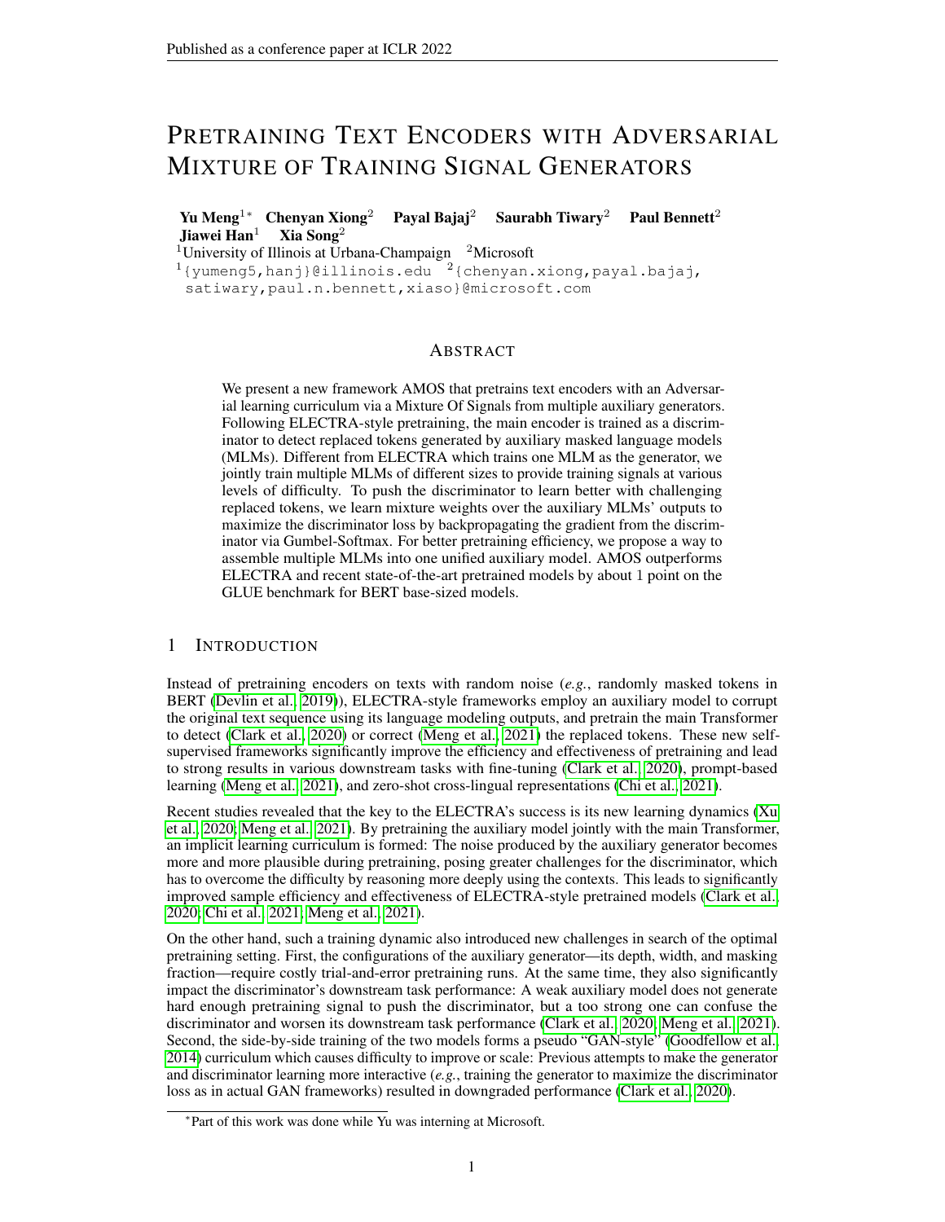# Pretraining Text Encoders with Adversarial Mixture of Training Signal Generators

**Yu Meng**[1*] **Chenyan Xiong**[2] **Payal Bajaj**[2] **Saurabh Tiwary**[2] **Paul Bennett**[2] **Jiawei Han**[1] **Xia Song**[2]

[1]University of Illinois at Urbana-Champaign [2]Microsoft

[1]{yumeng5,hanj}@illinois.edu [2]{chenyan.xiong,payal.bajaj,satiwary,paul.n.bennett,xiaso}@microsoft.com

## Abstract

We present a new framework AMOS that pretrains text encoders with an Adversarial learning curriculum via a Mixture Of Signals from multiple auxiliary generators. Following ELECTRA-style pretraining, the main encoder is trained as a discriminator to detect replaced tokens generated by auxiliary masked language models (MLMs). Different from ELECTRA which trains one MLM as the generator, we jointly train multiple MLMs of different sizes to provide training signals at various levels of difficulty. To push the discriminator to learn better with challenging replaced tokens, we learn mixture weights over the auxiliary MLMs' outputs to maximize the discriminator loss by backpropagating the gradient from the discriminator via Gumbel-Softmax. For better pretraining efficiency, we propose a way to assemble multiple MLMs into one unified auxiliary model. AMOS outperforms ELECTRA and recent state-of-the-art pretrained models by about 1 point on the GLUE benchmark for BERT base-sized models.

## 1 Introduction

Instead of pretraining encoders on texts with random noise (*e.g.*, randomly masked tokens in BERT (Devlin et al., 2019)), ELECTRA-style frameworks employ an auxiliary model to corrupt the original text sequence using its language modeling outputs, and pretrain the main Transformer to detect (Clark et al., 2020) or correct (Meng et al., 2021) the replaced tokens. These new self-supervised frameworks significantly improve the efficiency and effectiveness of pretraining and lead to strong results in various downstream tasks with fine-tuning (Clark et al., 2020), prompt-based learning (Meng et al., 2021), and zero-shot cross-lingual representations (Chi et al., 2021).

Recent studies revealed that the key to the ELECTRA's success is its new learning dynamics (Xu et al., 2020; Meng et al., 2021). By pretraining the auxiliary model jointly with the main Transformer, an implicit learning curriculum is formed: The noise produced by the auxiliary generator becomes more and more plausible during pretraining, posing greater challenges for the discriminator, which has to overcome the difficulty by reasoning more deeply using the contexts. This leads to significantly improved sample efficiency and effectiveness of ELECTRA-style pretrained models (Clark et al., 2020; Chi et al., 2021; Meng et al., 2021).

On the other hand, such a training dynamic also introduced new challenges in search of the optimal pretraining setting. First, the configurations of the auxiliary generator—its depth, width, and masking fraction—require costly trial-and-error pretraining runs. At the same time, they also significantly impact the discriminator's downstream task performance: A weak auxiliary model does not generate hard enough pretraining signal to push the discriminator, but a too strong one can confuse the discriminator and worsen its downstream task performance (Clark et al., 2020; Meng et al., 2021). Second, the side-by-side training of the two models forms a pseudo "GAN-style" (Goodfellow et al., 2014) curriculum which causes difficulty to improve or scale: Previous attempts to make the generator and discriminator learning more interactive (*e.g.*, training the generator to maximize the discriminator loss as in actual GAN frameworks) resulted in downgraded performance (Clark et al., 2020).

[*]Part of this work was done while Yu was interning at Microsoft.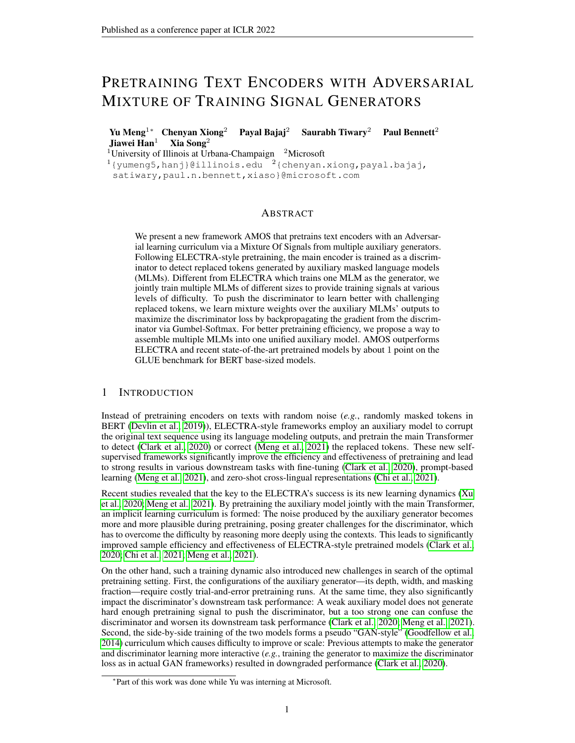# Pretraining Text Encoders with Adversarial Mixture of Training Signal Generators

**Yu Meng**[1*] **Chenyan Xiong**[2] **Payal Bajaj**[2] **Saurabh Tiwary**[2] **Paul Bennett**[2] **Jiawei Han**[1] **Xia Song**[2]

[1]University of Illinois at Urbana-Champaign [2]Microsoft

[1]{yumeng5,hanj}@illinois.edu [2]{chenyan.xiong,payal.bajaj, satiwary,paul.n.bennett,xiaso}@microsoft.com

## Abstract

We present a new framework AMOS that pretrains text encoders with an Adversarial learning curriculum via a Mixture Of Signals from multiple auxiliary generators. Following ELECTRA-style pretraining, the main encoder is trained as a discriminator to detect replaced tokens generated by auxiliary masked language models (MLMs). Different from ELECTRA which trains one MLM as the generator, we jointly train multiple MLMs of different sizes to provide training signals at various levels of difficulty. To push the discriminator to learn better with challenging replaced tokens, we learn mixture weights over the auxiliary MLMs' outputs to maximize the discriminator loss by backpropagating the gradient from the discriminator via Gumbel-Softmax. For better pretraining efficiency, we propose a way to assemble multiple MLMs into one unified auxiliary model. AMOS outperforms ELECTRA and recent state-of-the-art pretrained models by about 1 point on the GLUE benchmark for BERT base-sized models.

## 1 Introduction

Instead of pretraining encoders on texts with random noise (*e.g.*, randomly masked tokens in BERT (Devlin et al., 2019)), ELECTRA-style frameworks employ an auxiliary model to corrupt the original text sequence using its language modeling outputs, and pretrain the main Transformer to detect (Clark et al., 2020) or correct (Meng et al., 2021) the replaced tokens. These new self-supervised frameworks significantly improve the efficiency and effectiveness of pretraining and lead to strong results in various downstream tasks with fine-tuning (Clark et al., 2020), prompt-based learning (Meng et al., 2021), and zero-shot cross-lingual representations (Chi et al., 2021).

Recent studies revealed that the key to the ELECTRA's success is its new learning dynamics (Xu et al., 2020; Meng et al., 2021). By pretraining the auxiliary model jointly with the main Transformer, an implicit learning curriculum is formed: The noise produced by the auxiliary generator becomes more and more plausible during pretraining, posing greater challenges for the discriminator, which has to overcome the difficulty by reasoning more deeply using the contexts. This leads to significantly improved sample efficiency and effectiveness of ELECTRA-style pretrained models (Clark et al., 2020; Chi et al., 2021; Meng et al., 2021).

On the other hand, such a training dynamic also introduced new challenges in search of the optimal pretraining setting. First, the configurations of the auxiliary generator—its depth, width, and masking fraction—require costly trial-and-error pretraining runs. At the same time, they also significantly impact the discriminator's downstream task performance: A weak auxiliary model does not generate hard enough pretraining signal to push the discriminator, but a too strong one can confuse the discriminator and worsen its downstream task performance (Clark et al., 2020; Meng et al., 2021). Second, the side-by-side training of the two models forms a pseudo "GAN-style" (Goodfellow et al., 2014) curriculum which causes difficulty to improve or scale: Previous attempts to make the generator and discriminator learning more interactive (*e.g.*, training the generator to maximize the discriminator loss as in actual GAN frameworks) resulted in downgraded performance (Clark et al., 2020).

*Part of this work was done while Yu was interning at Microsoft.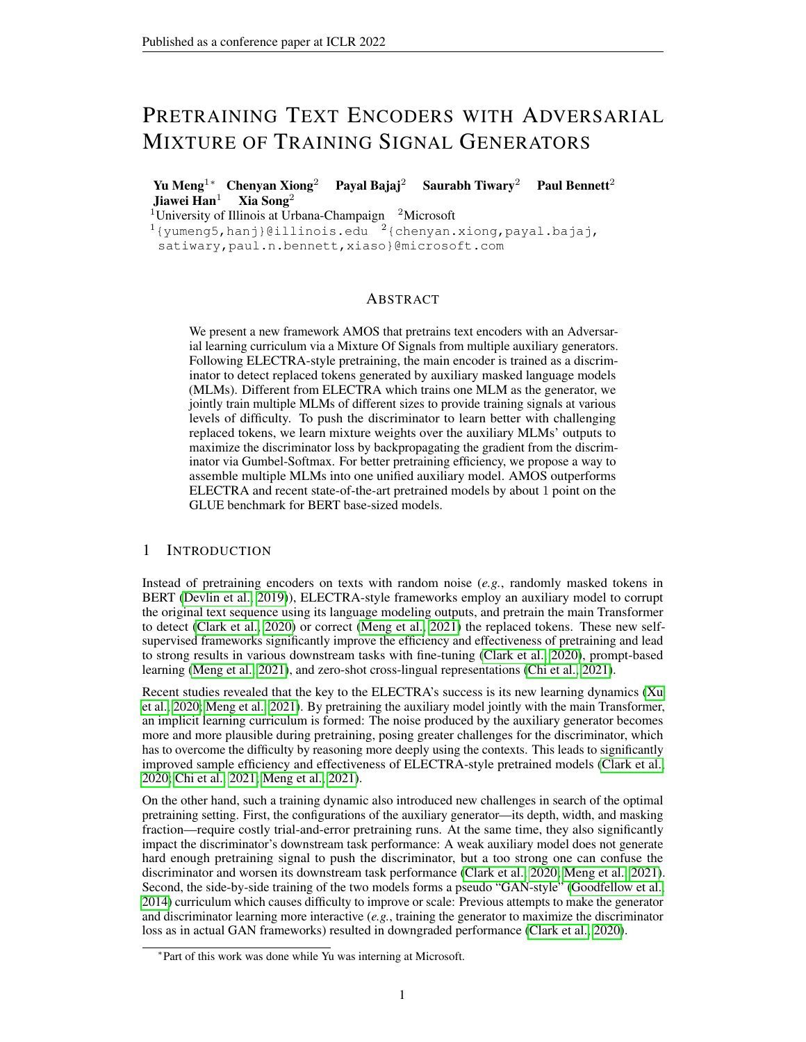# Pretraining Text Encoders with Adversarial Mixture of Training Signal Generators

**Yu Meng**[1∗] **Chenyan Xiong**[2] **Payal Bajaj**[2] **Saurabh Tiwary**[2] **Paul Bennett**[2] **Jiawei Han**[1] **Xia Song**[2]

[1]University of Illinois at Urbana-Champaign [2]Microsoft

[1]{yumeng5,hanj}@illinois.edu [2]{chenyan.xiong,payal.bajaj, satiwary,paul.n.bennett,xiaso}@microsoft.com

## Abstract

We present a new framework AMOS that pretrains text encoders with an Adversarial learning curriculum via a Mixture Of Signals from multiple auxiliary generators. Following ELECTRA-style pretraining, the main encoder is trained as a discriminator to detect replaced tokens generated by auxiliary masked language models (MLMs). Different from ELECTRA which trains one MLM as the generator, we jointly train multiple MLMs of different sizes to provide training signals at various levels of difficulty. To push the discriminator to learn better with challenging replaced tokens, we learn mixture weights over the auxiliary MLMs' outputs to maximize the discriminator loss by backpropagating the gradient from the discriminator via Gumbel-Softmax. For better pretraining efficiency, we propose a way to assemble multiple MLMs into one unified auxiliary model. AMOS outperforms ELECTRA and recent state-of-the-art pretrained models by about 1 point on the GLUE benchmark for BERT base-sized models.

## 1 Introduction

Instead of pretraining encoders on texts with random noise (*e.g.*, randomly masked tokens in BERT (Devlin et al., 2019)), ELECTRA-style frameworks employ an auxiliary model to corrupt the original text sequence using its language modeling outputs, and pretrain the main Transformer to detect (Clark et al., 2020) or correct (Meng et al., 2021) the replaced tokens. These new self-supervised frameworks significantly improve the efficiency and effectiveness of pretraining and lead to strong results in various downstream tasks with fine-tuning (Clark et al., 2020), prompt-based learning (Meng et al., 2021), and zero-shot cross-lingual representations (Chi et al., 2021).

Recent studies revealed that the key to the ELECTRA's success is its new learning dynamics (Xu et al., 2020; Meng et al., 2021). By pretraining the auxiliary model jointly with the main Transformer, an implicit learning curriculum is formed: The noise produced by the auxiliary generator becomes more and more plausible during pretraining, posing greater challenges for the discriminator, which has to overcome the difficulty by reasoning more deeply using the contexts. This leads to significantly improved sample efficiency and effectiveness of ELECTRA-style pretrained models (Clark et al., 2020; Chi et al., 2021; Meng et al., 2021).

On the other hand, such a training dynamic also introduced new challenges in search of the optimal pretraining setting. First, the configurations of the auxiliary generator—its depth, width, and masking fraction—require costly trial-and-error pretraining runs. At the same time, they also significantly impact the discriminator's downstream task performance: A weak auxiliary model does not generate hard enough pretraining signal to push the discriminator, but a too strong one can confuse the discriminator and worsen its downstream task performance (Clark et al., 2020; Meng et al., 2021). Second, the side-by-side training of the two models forms a pseudo "GAN-style" (Goodfellow et al., 2014) curriculum which causes difficulty to improve or scale: Previous attempts to make the generator and discriminator learning more interactive (*e.g.*, training the generator to maximize the discriminator loss as in actual GAN frameworks) resulted in downgraded performance (Clark et al., 2020).

∗Part of this work was done while Yu was interning at Microsoft.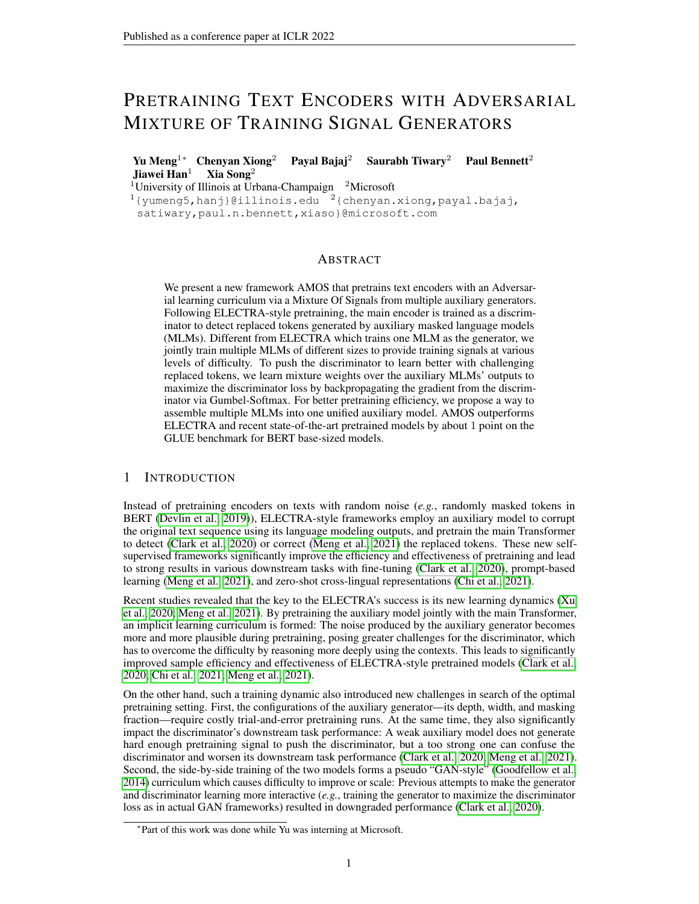# Pretraining Text Encoders with Adversarial Mixture of Training Signal Generators

**Yu Meng**[1*] **Chenyan Xiong**[2] **Payal Bajaj**[2] **Saurabh Tiwary**[2] **Paul Bennett**[2] **Jiawei Han**[1] **Xia Song**[2]

[1]University of Illinois at Urbana-Champaign [2]Microsoft

[1]{yumeng5,hanj}@illinois.edu [2]{chenyan.xiong,payal.bajaj, satiwary,paul.n.bennett,xiaso}@microsoft.com

## Abstract

We present a new framework AMOS that pretrains text encoders with an Adversarial learning curriculum via a Mixture Of Signals from multiple auxiliary generators. Following ELECTRA-style pretraining, the main encoder is trained as a discriminator to detect replaced tokens generated by auxiliary masked language models (MLMs). Different from ELECTRA which trains one MLM as the generator, we jointly train multiple MLMs of different sizes to provide training signals at various levels of difficulty. To push the discriminator to learn better with challenging replaced tokens, we learn mixture weights over the auxiliary MLMs' outputs to maximize the discriminator loss by backpropagating the gradient from the discriminator via Gumbel-Softmax. For better pretraining efficiency, we propose a way to assemble multiple MLMs into one unified auxiliary model. AMOS outperforms ELECTRA and recent state-of-the-art pretrained models by about 1 point on the GLUE benchmark for BERT base-sized models.

## 1 Introduction

Instead of pretraining encoders on texts with random noise (*e.g.*, randomly masked tokens in BERT (Devlin et al., 2019)), ELECTRA-style frameworks employ an auxiliary model to corrupt the original text sequence using its language modeling outputs, and pretrain the main Transformer to detect (Clark et al., 2020) or correct (Meng et al., 2021) the replaced tokens. These new self-supervised frameworks significantly improve the efficiency and effectiveness of pretraining and lead to strong results in various downstream tasks with fine-tuning (Clark et al., 2020), prompt-based learning (Meng et al., 2021), and zero-shot cross-lingual representations (Chi et al., 2021).

Recent studies revealed that the key to the ELECTRA's success is its new learning dynamics (Xu et al., 2020; Meng et al., 2021). By pretraining the auxiliary model jointly with the main Transformer, an implicit learning curriculum is formed: The noise produced by the auxiliary generator becomes more and more plausible during pretraining, posing greater challenges for the discriminator, which has to overcome the difficulty by reasoning more deeply using the contexts. This leads to significantly improved sample efficiency and effectiveness of ELECTRA-style pretrained models (Clark et al., 2020; Chi et al., 2021; Meng et al., 2021).

On the other hand, such a training dynamic also introduced new challenges in search of the optimal pretraining setting. First, the configurations of the auxiliary generator—its depth, width, and masking fraction—require costly trial-and-error pretraining runs. At the same time, they also significantly impact the discriminator's downstream task performance: A weak auxiliary model does not generate hard enough pretraining signal to push the discriminator, but a too strong one can confuse the discriminator and worsen its downstream task performance (Clark et al., 2020; Meng et al., 2021). Second, the side-by-side training of the two models forms a pseudo "GAN-style" (Goodfellow et al., 2014) curriculum which causes difficulty to improve or scale: Previous attempts to make the generator and discriminator learning more interactive (*e.g.*, training the generator to maximize the discriminator loss as in actual GAN frameworks) resulted in downgraded performance (Clark et al., 2020).

*Part of this work was done while Yu was interning at Microsoft.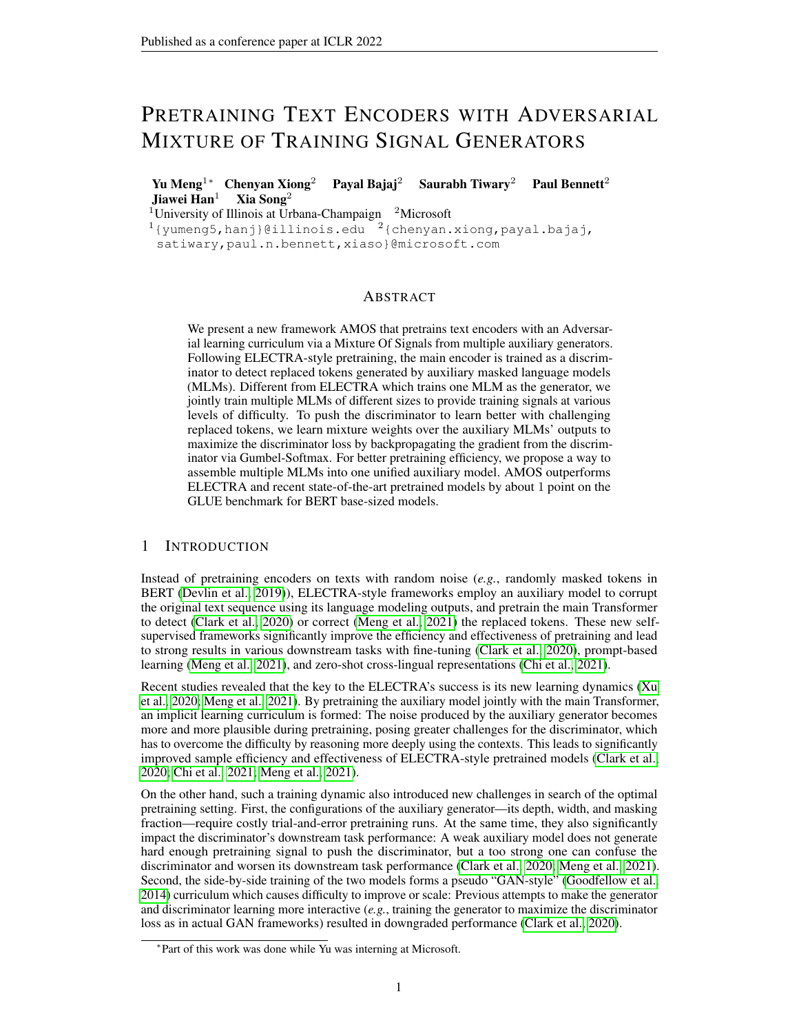# Pretraining Text Encoders with Adversarial Mixture of Training Signal Generators

**Yu Meng**[1*] **Chenyan Xiong**[2] **Payal Bajaj**[2] **Saurabh Tiwary**[2] **Paul Bennett**[2] **Jiawei Han**[1] **Xia Song**[2]

[1]University of Illinois at Urbana-Champaign [2]Microsoft

[1]{yumeng5,hanj}@illinois.edu [2]{chenyan.xiong,payal.bajaj, satiwary,paul.n.bennett,xiaso}@microsoft.com

## Abstract

We present a new framework AMOS that pretrains text encoders with an Adversarial learning curriculum via a Mixture Of Signals from multiple auxiliary generators. Following ELECTRA-style pretraining, the main encoder is trained as a discriminator to detect replaced tokens generated by auxiliary masked language models (MLMs). Different from ELECTRA which trains one MLM as the generator, we jointly train multiple MLMs of different sizes to provide training signals at various levels of difficulty. To push the discriminator to learn better with challenging replaced tokens, we learn mixture weights over the auxiliary MLMs' outputs to maximize the discriminator loss by backpropagating the gradient from the discriminator via Gumbel-Softmax. For better pretraining efficiency, we propose a way to assemble multiple MLMs into one unified auxiliary model. AMOS outperforms ELECTRA and recent state-of-the-art pretrained models by about 1 point on the GLUE benchmark for BERT base-sized models.

## 1 Introduction

Instead of pretraining encoders on texts with random noise (*e.g.*, randomly masked tokens in BERT (Devlin et al., 2019)), ELECTRA-style frameworks employ an auxiliary model to corrupt the original text sequence using its language modeling outputs, and pretrain the main Transformer to detect (Clark et al., 2020) or correct (Meng et al., 2021) the replaced tokens. These new self-supervised frameworks significantly improve the efficiency and effectiveness of pretraining and lead to strong results in various downstream tasks with fine-tuning (Clark et al., 2020), prompt-based learning (Meng et al., 2021), and zero-shot cross-lingual representations (Chi et al., 2021).

Recent studies revealed that the key to the ELECTRA's success is its new learning dynamics (Xu et al., 2020; Meng et al., 2021). By pretraining the auxiliary model jointly with the main Transformer, an implicit learning curriculum is formed: The noise produced by the auxiliary generator becomes more and more plausible during pretraining, posing greater challenges for the discriminator, which has to overcome the difficulty by reasoning more deeply using the contexts. This leads to significantly improved sample efficiency and effectiveness of ELECTRA-style pretrained models (Clark et al., 2020; Chi et al., 2021; Meng et al., 2021).

On the other hand, such a training dynamic also introduced new challenges in search of the optimal pretraining setting. First, the configurations of the auxiliary generator—its depth, width, and masking fraction—require costly trial-and-error pretraining runs. At the same time, they also significantly impact the discriminator's downstream task performance: A weak auxiliary model does not generate hard enough pretraining signal to push the discriminator, but a too strong one can confuse the discriminator and worsen its downstream task performance (Clark et al., 2020; Meng et al., 2021). Second, the side-by-side training of the two models forms a pseudo "GAN-style" (Goodfellow et al., 2014) curriculum which causes difficulty to improve or scale: Previous attempts to make the generator and discriminator learning more interactive (*e.g.*, training the generator to maximize the discriminator loss as in actual GAN frameworks) resulted in downgraded performance (Clark et al., 2020).

[*]Part of this work was done while Yu was interning at Microsoft.